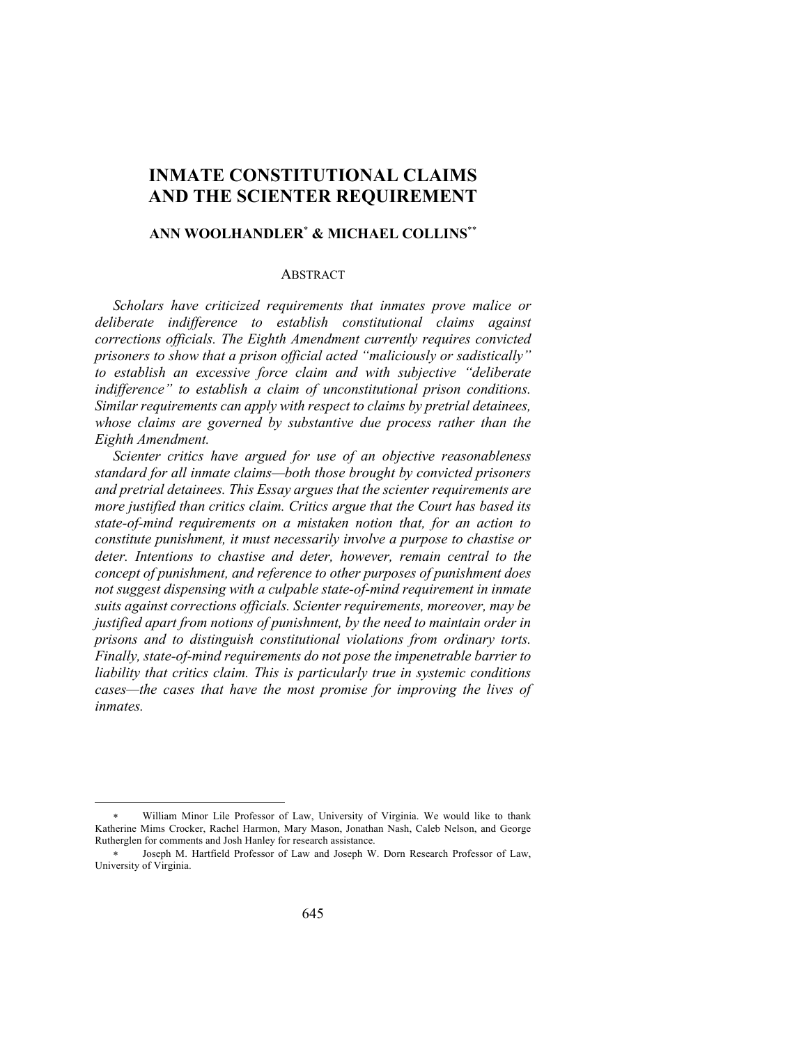# INMATE CONSTITUTIONAL CLAIMS AND THE SCIENTER REQUIREMENT

**ANN WOOLHANDLER[*] & MICHAEL COLLINS[**]**

## ABSTRACT

*Scholars have criticized requirements that inmates prove malice or deliberate indifference to establish constitutional claims against corrections officials. The Eighth Amendment currently requires convicted prisoners to show that a prison official acted "maliciously or sadistically" to establish an excessive force claim and with subjective "deliberate indifference" to establish a claim of unconstitutional prison conditions. Similar requirements can apply with respect to claims by pretrial detainees, whose claims are governed by substantive due process rather than the Eighth Amendment.*

*Scienter critics have argued for use of an objective reasonableness standard for all inmate claims—both those brought by convicted prisoners and pretrial detainees. This Essay argues that the scienter requirements are more justified than critics claim. Critics argue that the Court has based its state-of-mind requirements on a mistaken notion that, for an action to constitute punishment, it must necessarily involve a purpose to chastise or deter. Intentions to chastise and deter, however, remain central to the concept of punishment, and reference to other purposes of punishment does not suggest dispensing with a culpable state-of-mind requirement in inmate suits against corrections officials. Scienter requirements, moreover, may be justified apart from notions of punishment, by the need to maintain order in prisons and to distinguish constitutional violations from ordinary torts. Finally, state-of-mind requirements do not pose the impenetrable barrier to liability that critics claim. This is particularly true in systemic conditions cases—the cases that have the most promise for improving the lives of inmates.*

---

[*] William Minor Lile Professor of Law, University of Virginia. We would like to thank Katherine Mims Crocker, Rachel Harmon, Mary Mason, Jonathan Nash, Caleb Nelson, and George Rutherglen for comments and Josh Hanley for research assistance.

[**] Joseph M. Hartfield Professor of Law and Joseph W. Dorn Research Professor of Law, University of Virginia.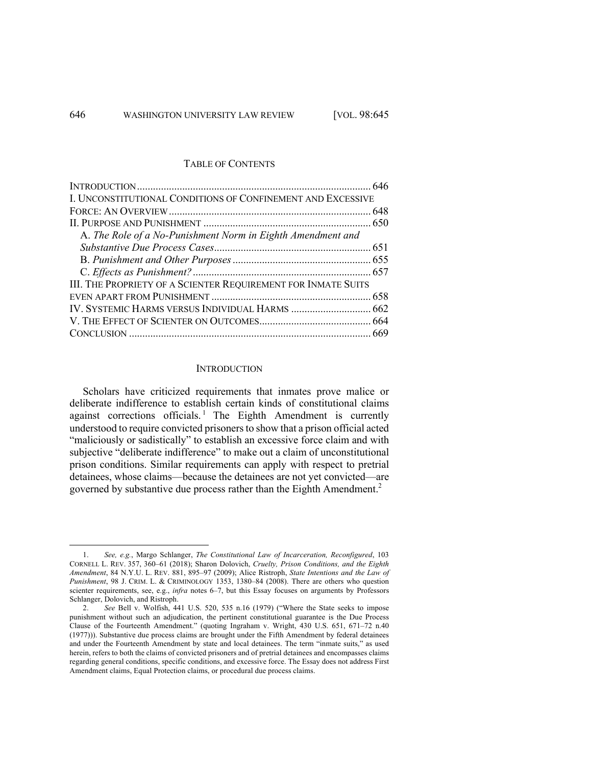## TABLE OF CONTENTS

| | |
|---|---|
| INTRODUCTION | 646 |
| I. UNCONSTITUTIONAL CONDITIONS OF CONFINEMENT AND EXCESSIVE FORCE: AN OVERVIEW | 648 |
| II. PURPOSE AND PUNISHMENT | 650 |
| A. *The Role of a No-Punishment Norm in Eighth Amendment and Substantive Due Process Cases* | 651 |
| B. *Punishment and Other Purposes* | 655 |
| C. *Effects as Punishment?* | 657 |
| III. THE PROPRIETY OF A SCIENTER REQUIREMENT FOR INMATE SUITS EVEN APART FROM PUNISHMENT | 658 |
| IV. SYSTEMIC HARMS VERSUS INDIVIDUAL HARMS | 662 |
| V. THE EFFECT OF SCIENTER ON OUTCOMES | 664 |
| CONCLUSION | 669 |

## INTRODUCTION

Scholars have criticized requirements that inmates prove malice or deliberate indifference to establish certain kinds of constitutional claims against corrections officials.[1] The Eighth Amendment is currently understood to require convicted prisoners to show that a prison official acted "maliciously or sadistically" to establish an excessive force claim and with subjective "deliberate indifference" to make out a claim of unconstitutional prison conditions. Similar requirements can apply with respect to pretrial detainees, whose claims—because the detainees are not yet convicted—are governed by substantive due process rather than the Eighth Amendment.[2]

---

1. *See, e.g.*, Margo Schlanger, *The Constitutional Law of Incarceration, Reconfigured*, 103 CORNELL L. REV. 357, 360–61 (2018); Sharon Dolovich, *Cruelty, Prison Conditions, and the Eighth Amendment*, 84 N.Y.U. L. REV. 881, 895–97 (2009); Alice Ristroph, *State Intentions and the Law of Punishment*, 98 J. CRIM. L. & CRIMINOLOGY 1353, 1380–84 (2008). There are others who question scienter requirements, see, e.g., *infra* notes 6–7, but this Essay focuses on arguments by Professors Schlanger, Dolovich, and Ristroph.

2. *See* Bell v. Wolfish, 441 U.S. 520, 535 n.16 (1979) ("Where the State seeks to impose punishment without such an adjudication, the pertinent constitutional guarantee is the Due Process Clause of the Fourteenth Amendment." (quoting Ingraham v. Wright, 430 U.S. 651, 671–72 n.40 (1977))). Substantive due process claims are brought under the Fifth Amendment by federal detainees and under the Fourteenth Amendment by state and local detainees. The term "inmate suits," as used herein, refers to both the claims of convicted prisoners and of pretrial detainees and encompasses claims regarding general conditions, specific conditions, and excessive force. The Essay does not address First Amendment claims, Equal Protection claims, or procedural due process claims.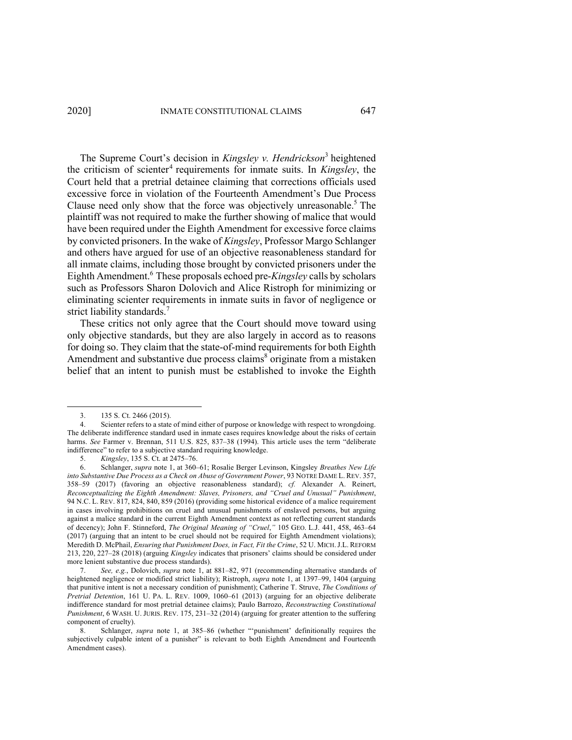The Supreme Court's decision in *Kingsley v. Hendrickson*[3] heightened the criticism of scienter[4] requirements for inmate suits. In *Kingsley*, the Court held that a pretrial detainee claiming that corrections officials used excessive force in violation of the Fourteenth Amendment's Due Process Clause need only show that the force was objectively unreasonable.[5] The plaintiff was not required to make the further showing of malice that would have been required under the Eighth Amendment for excessive force claims by convicted prisoners. In the wake of *Kingsley*, Professor Margo Schlanger and others have argued for use of an objective reasonableness standard for all inmate claims, including those brought by convicted prisoners under the Eighth Amendment.[6] These proposals echoed pre-*Kingsley* calls by scholars such as Professors Sharon Dolovich and Alice Ristroph for minimizing or eliminating scienter requirements in inmate suits in favor of negligence or strict liability standards.[7]

These critics not only agree that the Court should move toward using only objective standards, but they are also largely in accord as to reasons for doing so. They claim that the state-of-mind requirements for both Eighth Amendment and substantive due process claims[8] originate from a mistaken belief that an intent to punish must be established to invoke the Eighth

---

3. 135 S. Ct. 2466 (2015).

4. Scienter refers to a state of mind either of purpose or knowledge with respect to wrongdoing. The deliberate indifference standard used in inmate cases requires knowledge about the risks of certain harms. *See* Farmer v. Brennan, 511 U.S. 825, 837–38 (1994). This article uses the term "deliberate indifference" to refer to a subjective standard requiring knowledge.

5. *Kingsley*, 135 S. Ct. at 2475–76.

6. Schlanger, *supra* note 1, at 360–61; Rosalie Berger Levinson, Kingsley *Breathes New Life into Substantive Due Process as a Check on Abuse of Government Power*, 93 NOTRE DAME L. REV. 357, 358–59 (2017) (favoring an objective reasonableness standard); *cf.* Alexander A. Reinert, *Reconceptualizing the Eighth Amendment: Slaves, Prisoners, and "Cruel and Unusual" Punishment*, 94 N.C. L. REV. 817, 824, 840, 859 (2016) (providing some historical evidence of a malice requirement in cases involving prohibitions on cruel and unusual punishments of enslaved persons, but arguing against a malice standard in the current Eighth Amendment context as not reflecting current standards of decency); John F. Stinneford, *The Original Meaning of "Cruel*,*"* 105 GEO. L.J. 441, 458, 463–64 (2017) (arguing that an intent to be cruel should not be required for Eighth Amendment violations); Meredith D. McPhail, *Ensuring that Punishment Does, in Fact, Fit the Crime*, 52 U. MICH. J.L. REFORM 213, 220, 227–28 (2018) (arguing *Kingsley* indicates that prisoners' claims should be considered under more lenient substantive due process standards).

7. *See, e.g.*, Dolovich, *supra* note 1, at 881–82, 971 (recommending alternative standards of heightened negligence or modified strict liability); Ristroph, *supra* note 1, at 1397–99, 1404 (arguing that punitive intent is not a necessary condition of punishment); Catherine T. Struve, *The Conditions of Pretrial Detention*, 161 U. PA. L. REV. 1009, 1060–61 (2013) (arguing for an objective deliberate indifference standard for most pretrial detainee claims); Paulo Barrozo, *Reconstructing Constitutional Punishment*, 6 WASH. U. JURIS. REV. 175, 231–32 (2014) (arguing for greater attention to the suffering component of cruelty).

8. Schlanger, *supra* note 1, at 385–86 (whether "'punishment' definitionally requires the subjectively culpable intent of a punisher" is relevant to both Eighth Amendment and Fourteenth Amendment cases).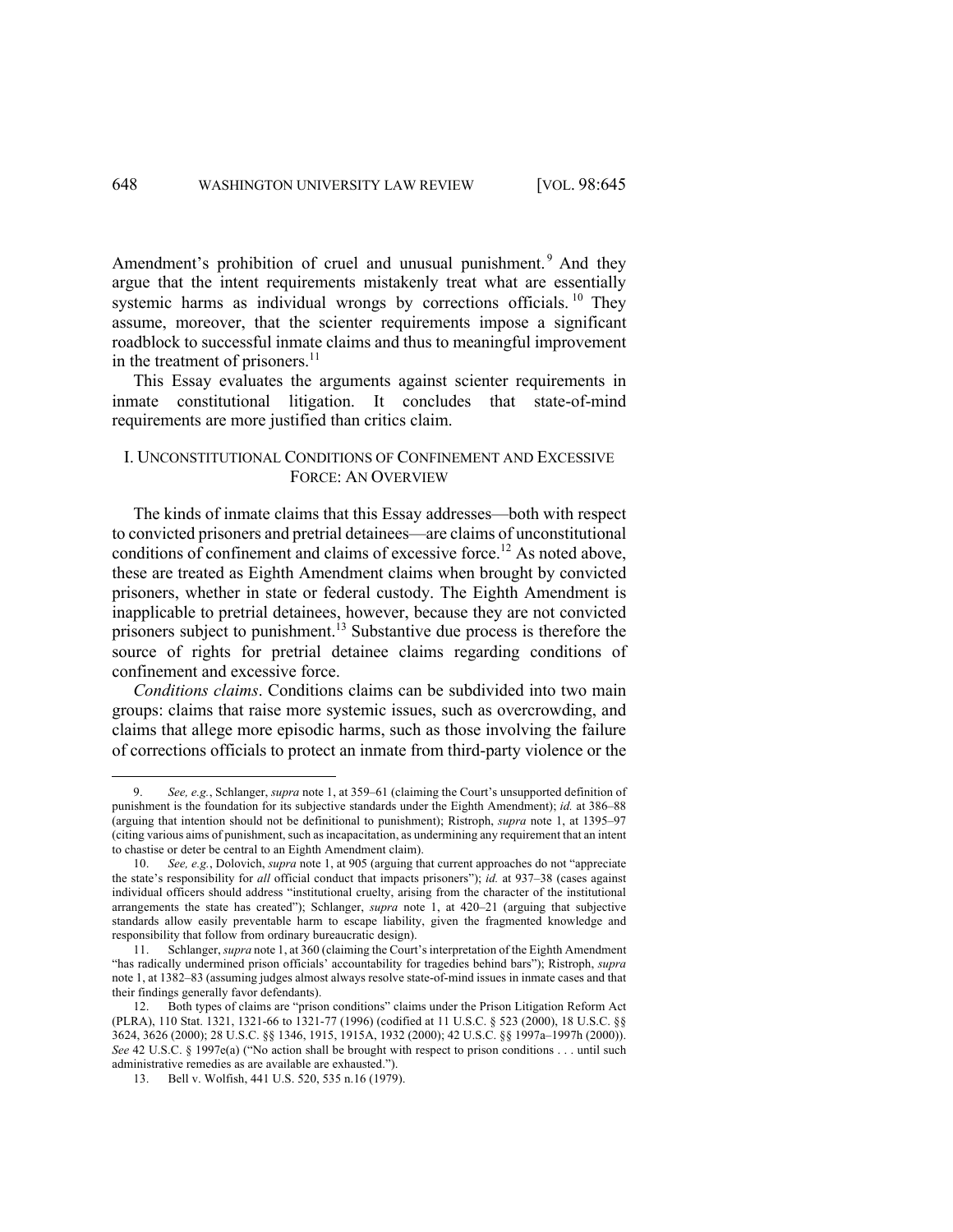Amendment's prohibition of cruel and unusual punishment.[9] And they argue that the intent requirements mistakenly treat what are essentially systemic harms as individual wrongs by corrections officials.[10] They assume, moreover, that the scienter requirements impose a significant roadblock to successful inmate claims and thus to meaningful improvement in the treatment of prisoners.[11]

This Essay evaluates the arguments against scienter requirements in inmate constitutional litigation. It concludes that state-of-mind requirements are more justified than critics claim.

## I. UNCONSTITUTIONAL CONDITIONS OF CONFINEMENT AND EXCESSIVE FORCE: AN OVERVIEW

The kinds of inmate claims that this Essay addresses—both with respect to convicted prisoners and pretrial detainees—are claims of unconstitutional conditions of confinement and claims of excessive force.[12] As noted above, these are treated as Eighth Amendment claims when brought by convicted prisoners, whether in state or federal custody. The Eighth Amendment is inapplicable to pretrial detainees, however, because they are not convicted prisoners subject to punishment.[13] Substantive due process is therefore the source of rights for pretrial detainee claims regarding conditions of confinement and excessive force.

*Conditions claims*. Conditions claims can be subdivided into two main groups: claims that raise more systemic issues, such as overcrowding, and claims that allege more episodic harms, such as those involving the failure of corrections officials to protect an inmate from third-party violence or the

---

9. *See, e.g.*, Schlanger, *supra* note 1, at 359–61 (claiming the Court's unsupported definition of punishment is the foundation for its subjective standards under the Eighth Amendment); *id.* at 386–88 (arguing that intention should not be definitional to punishment); Ristroph, *supra* note 1, at 1395–97 (citing various aims of punishment, such as incapacitation, as undermining any requirement that an intent to chastise or deter be central to an Eighth Amendment claim).

10. *See, e.g.*, Dolovich, *supra* note 1, at 905 (arguing that current approaches do not "appreciate the state's responsibility for *all* official conduct that impacts prisoners"); *id.* at 937–38 (cases against individual officers should address "institutional cruelty, arising from the character of the institutional arrangements the state has created"); Schlanger, *supra* note 1, at 420–21 (arguing that subjective standards allow easily preventable harm to escape liability, given the fragmented knowledge and responsibility that follow from ordinary bureaucratic design).

11. Schlanger, *supra* note 1, at 360 (claiming the Court's interpretation of the Eighth Amendment "has radically undermined prison officials' accountability for tragedies behind bars"); Ristroph, *supra* note 1, at 1382–83 (assuming judges almost always resolve state-of-mind issues in inmate cases and that their findings generally favor defendants).

12. Both types of claims are "prison conditions" claims under the Prison Litigation Reform Act (PLRA), 110 Stat. 1321, 1321-66 to 1321-77 (1996) (codified at 11 U.S.C. § 523 (2000), 18 U.S.C. §§ 3624, 3626 (2000); 28 U.S.C. §§ 1346, 1915, 1915A, 1932 (2000); 42 U.S.C. §§ 1997a–1997h (2000)). *See* 42 U.S.C. § 1997e(a) ("No action shall be brought with respect to prison conditions . . . until such administrative remedies as are available are exhausted.").

13. Bell v. Wolfish, 441 U.S. 520, 535 n.16 (1979).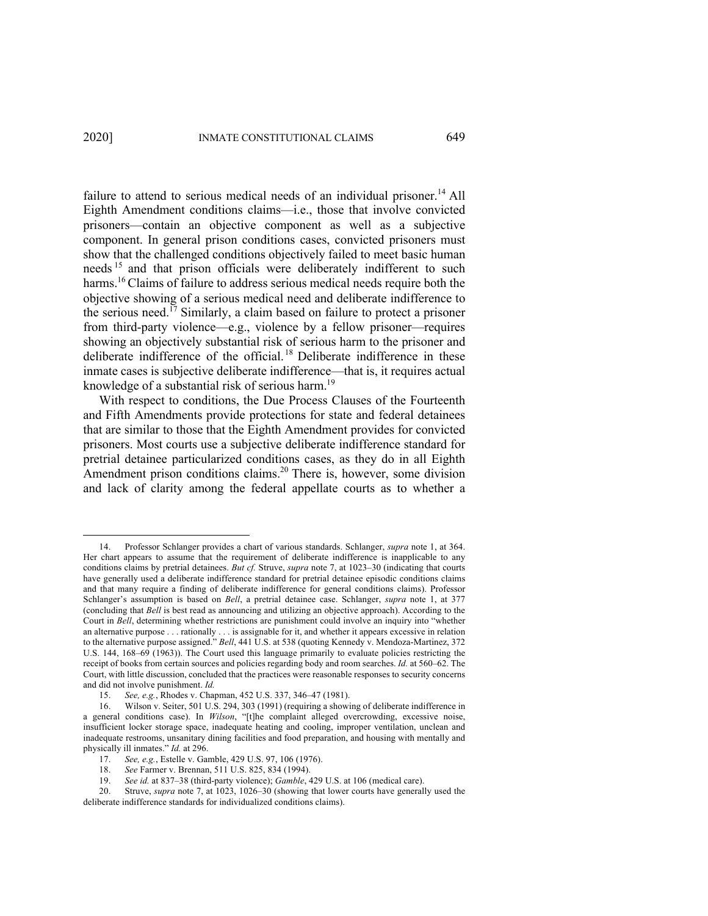failure to attend to serious medical needs of an individual prisoner.[14] All Eighth Amendment conditions claims—i.e., those that involve convicted prisoners—contain an objective component as well as a subjective component. In general prison conditions cases, convicted prisoners must show that the challenged conditions objectively failed to meet basic human needs[15] and that prison officials were deliberately indifferent to such harms.[16] Claims of failure to address serious medical needs require both the objective showing of a serious medical need and deliberate indifference to the serious need.[17] Similarly, a claim based on failure to protect a prisoner from third-party violence—e.g., violence by a fellow prisoner—requires showing an objectively substantial risk of serious harm to the prisoner and deliberate indifference of the official.[18] Deliberate indifference in these inmate cases is subjective deliberate indifference—that is, it requires actual knowledge of a substantial risk of serious harm.[19]

With respect to conditions, the Due Process Clauses of the Fourteenth and Fifth Amendments provide protections for state and federal detainees that are similar to those that the Eighth Amendment provides for convicted prisoners. Most courts use a subjective deliberate indifference standard for pretrial detainee particularized conditions cases, as they do in all Eighth Amendment prison conditions claims.[20] There is, however, some division and lack of clarity among the federal appellate courts as to whether a

---

14. Professor Schlanger provides a chart of various standards. Schlanger, *supra* note 1, at 364. Her chart appears to assume that the requirement of deliberate indifference is inapplicable to any conditions claims by pretrial detainees. *But cf.* Struve, *supra* note 7, at 1023–30 (indicating that courts have generally used a deliberate indifference standard for pretrial detainee episodic conditions claims and that many require a finding of deliberate indifference for general conditions claims). Professor Schlanger's assumption is based on *Bell*, a pretrial detainee case. Schlanger, *supra* note 1, at 377 (concluding that *Bell* is best read as announcing and utilizing an objective approach). According to the Court in *Bell*, determining whether restrictions are punishment could involve an inquiry into "whether an alternative purpose . . . rationally . . . is assignable for it, and whether it appears excessive in relation to the alternative purpose assigned." *Bell*, 441 U.S. at 538 (quoting Kennedy v. Mendoza-Martinez, 372 U.S. 144, 168–69 (1963)). The Court used this language primarily to evaluate policies restricting the receipt of books from certain sources and policies regarding body and room searches. *Id.* at 560–62. The Court, with little discussion, concluded that the practices were reasonable responses to security concerns and did not involve punishment. *Id.*

15. *See, e.g.*, Rhodes v. Chapman, 452 U.S. 337, 346–47 (1981).

16. Wilson v. Seiter, 501 U.S. 294, 303 (1991) (requiring a showing of deliberate indifference in a general conditions case). In *Wilson*, "[t]he complaint alleged overcrowding, excessive noise, insufficient locker storage space, inadequate heating and cooling, improper ventilation, unclean and inadequate restrooms, unsanitary dining facilities and food preparation, and housing with mentally and physically ill inmates." *Id.* at 296.

17. *See, e.g.*, Estelle v. Gamble, 429 U.S. 97, 106 (1976).

18. *See* Farmer v. Brennan, 511 U.S. 825, 834 (1994).

19. *See id.* at 837–38 (third-party violence); *Gamble*, 429 U.S. at 106 (medical care).

20. Struve, *supra* note 7, at 1023, 1026–30 (showing that lower courts have generally used the deliberate indifference standards for individualized conditions claims).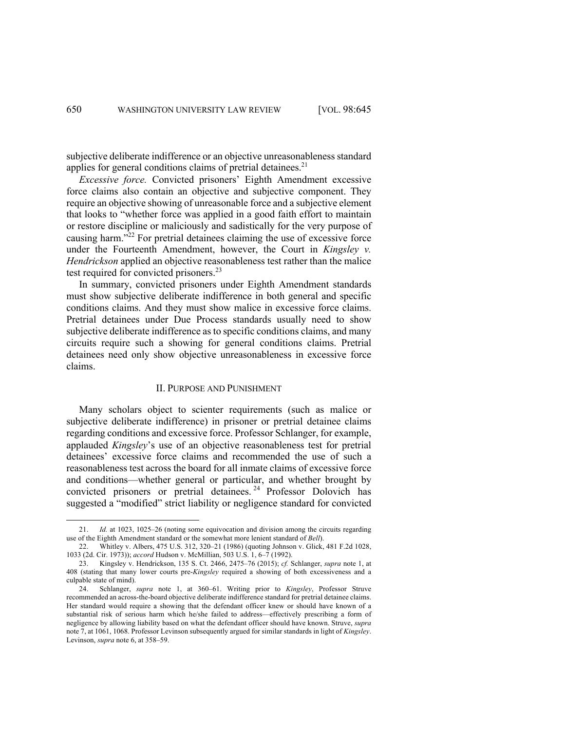subjective deliberate indifference or an objective unreasonableness standard applies for general conditions claims of pretrial detainees.[21]

*Excessive force.* Convicted prisoners' Eighth Amendment excessive force claims also contain an objective and subjective component. They require an objective showing of unreasonable force and a subjective element that looks to "whether force was applied in a good faith effort to maintain or restore discipline or maliciously and sadistically for the very purpose of causing harm."[22] For pretrial detainees claiming the use of excessive force under the Fourteenth Amendment, however, the Court in *Kingsley v. Hendrickson* applied an objective reasonableness test rather than the malice test required for convicted prisoners.[23]

In summary, convicted prisoners under Eighth Amendment standards must show subjective deliberate indifference in both general and specific conditions claims. And they must show malice in excessive force claims. Pretrial detainees under Due Process standards usually need to show subjective deliberate indifference as to specific conditions claims, and many circuits require such a showing for general conditions claims. Pretrial detainees need only show objective unreasonableness in excessive force claims.

## II. PURPOSE AND PUNISHMENT

Many scholars object to scienter requirements (such as malice or subjective deliberate indifference) in prisoner or pretrial detainee claims regarding conditions and excessive force. Professor Schlanger, for example, applauded *Kingsley*'s use of an objective reasonableness test for pretrial detainees' excessive force claims and recommended the use of such a reasonableness test across the board for all inmate claims of excessive force and conditions—whether general or particular, and whether brought by convicted prisoners or pretrial detainees.[24] Professor Dolovich has suggested a "modified" strict liability or negligence standard for convicted

---

21. *Id.* at 1023, 1025–26 (noting some equivocation and division among the circuits regarding use of the Eighth Amendment standard or the somewhat more lenient standard of *Bell*).

22. Whitley v. Albers, 475 U.S. 312, 320–21 (1986) (quoting Johnson v. Glick, 481 F.2d 1028, 1033 (2d. Cir. 1973)); *accord* Hudson v. McMillian, 503 U.S. 1, 6–7 (1992).

23. Kingsley v. Hendrickson, 135 S. Ct. 2466, 2475–76 (2015); *cf.* Schlanger, *supra* note 1, at 408 (stating that many lower courts pre-*Kingsley* required a showing of both excessiveness and a culpable state of mind).

24. Schlanger, *supra* note 1, at 360–61. Writing prior to *Kingsley*, Professor Struve recommended an across-the-board objective deliberate indifference standard for pretrial detainee claims. Her standard would require a showing that the defendant officer knew or should have known of a substantial risk of serious harm which he/she failed to address—effectively prescribing a form of negligence by allowing liability based on what the defendant officer should have known. Struve, *supra* note 7, at 1061, 1068. Professor Levinson subsequently argued for similar standards in light of *Kingsley*. Levinson, *supra* note 6, at 358–59.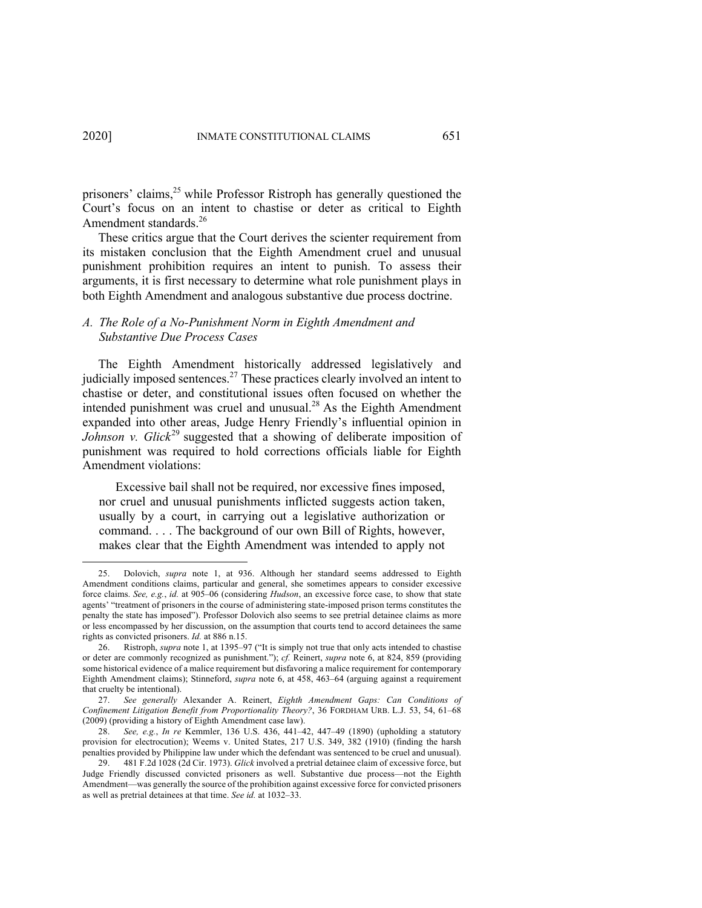prisoners' claims,[25] while Professor Ristroph has generally questioned the Court's focus on an intent to chastise or deter as critical to Eighth Amendment standards.[26]

These critics argue that the Court derives the scienter requirement from its mistaken conclusion that the Eighth Amendment cruel and unusual punishment prohibition requires an intent to punish. To assess their arguments, it is first necessary to determine what role punishment plays in both Eighth Amendment and analogous substantive due process doctrine.

### *A. The Role of a No-Punishment Norm in Eighth Amendment and Substantive Due Process Cases*

The Eighth Amendment historically addressed legislatively and judicially imposed sentences.[27] These practices clearly involved an intent to chastise or deter, and constitutional issues often focused on whether the intended punishment was cruel and unusual.[28] As the Eighth Amendment expanded into other areas, Judge Henry Friendly's influential opinion in *Johnson v. Glick*[29] suggested that a showing of deliberate imposition of punishment was required to hold corrections officials liable for Eighth Amendment violations:

> Excessive bail shall not be required, nor excessive fines imposed, nor cruel and unusual punishments inflicted suggests action taken, usually by a court, in carrying out a legislative authorization or command. . . . The background of our own Bill of Rights, however, makes clear that the Eighth Amendment was intended to apply not

---

25. Dolovich, *supra* note 1, at 936. Although her standard seems addressed to Eighth Amendment conditions claims, particular and general, she sometimes appears to consider excessive force claims. *See, e.g.*, *id.* at 905–06 (considering *Hudson*, an excessive force case, to show that state agents' "treatment of prisoners in the course of administering state-imposed prison terms constitutes the penalty the state has imposed"). Professor Dolovich also seems to see pretrial detainee claims as more or less encompassed by her discussion, on the assumption that courts tend to accord detainees the same rights as convicted prisoners. *Id.* at 886 n.15.

26. Ristroph, *supra* note 1, at 1395–97 ("It is simply not true that only acts intended to chastise or deter are commonly recognized as punishment."); *cf.* Reinert, *supra* note 6, at 824, 859 (providing some historical evidence of a malice requirement but disfavoring a malice requirement for contemporary Eighth Amendment claims); Stinneford, *supra* note 6, at 458, 463–64 (arguing against a requirement that cruelty be intentional).

27. *See generally* Alexander A. Reinert, *Eighth Amendment Gaps: Can Conditions of Confinement Litigation Benefit from Proportionality Theory?*, 36 FORDHAM URB. L.J. 53, 54, 61–68 (2009) (providing a history of Eighth Amendment case law).

28. *See, e.g.*, *In re* Kemmler, 136 U.S. 436, 441–42, 447–49 (1890) (upholding a statutory provision for electrocution); Weems v. United States, 217 U.S. 349, 382 (1910) (finding the harsh penalties provided by Philippine law under which the defendant was sentenced to be cruel and unusual).

29. 481 F.2d 1028 (2d Cir. 1973). *Glick* involved a pretrial detainee claim of excessive force, but Judge Friendly discussed convicted prisoners as well. Substantive due process—not the Eighth Amendment—was generally the source of the prohibition against excessive force for convicted prisoners as well as pretrial detainees at that time. *See id.* at 1032–33.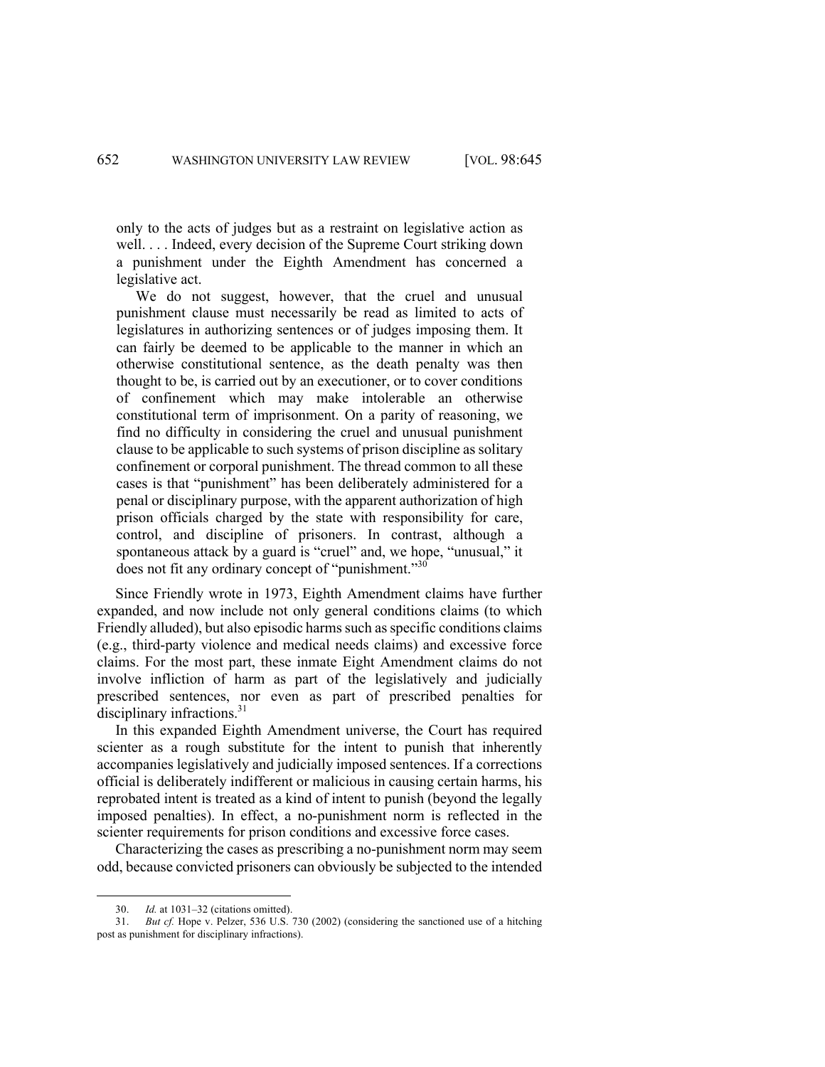> only to the acts of judges but as a restraint on legislative action as well. . . . Indeed, every decision of the Supreme Court striking down a punishment under the Eighth Amendment has concerned a legislative act.
>
> We do not suggest, however, that the cruel and unusual punishment clause must necessarily be read as limited to acts of legislatures in authorizing sentences or of judges imposing them. It can fairly be deemed to be applicable to the manner in which an otherwise constitutional sentence, as the death penalty was then thought to be, is carried out by an executioner, or to cover conditions of confinement which may make intolerable an otherwise constitutional term of imprisonment. On a parity of reasoning, we find no difficulty in considering the cruel and unusual punishment clause to be applicable to such systems of prison discipline as solitary confinement or corporal punishment. The thread common to all these cases is that "punishment" has been deliberately administered for a penal or disciplinary purpose, with the apparent authorization of high prison officials charged by the state with responsibility for care, control, and discipline of prisoners. In contrast, although a spontaneous attack by a guard is "cruel" and, we hope, "unusual," it does not fit any ordinary concept of "punishment."[30]

Since Friendly wrote in 1973, Eighth Amendment claims have further expanded, and now include not only general conditions claims (to which Friendly alluded), but also episodic harms such as specific conditions claims (e.g., third-party violence and medical needs claims) and excessive force claims. For the most part, these inmate Eight Amendment claims do not involve infliction of harm as part of the legislatively and judicially prescribed sentences, nor even as part of prescribed penalties for disciplinary infractions.[31]

In this expanded Eighth Amendment universe, the Court has required scienter as a rough substitute for the intent to punish that inherently accompanies legislatively and judicially imposed sentences. If a corrections official is deliberately indifferent or malicious in causing certain harms, his reprobated intent is treated as a kind of intent to punish (beyond the legally imposed penalties). In effect, a no-punishment norm is reflected in the scienter requirements for prison conditions and excessive force cases.

Characterizing the cases as prescribing a no-punishment norm may seem odd, because convicted prisoners can obviously be subjected to the intended

---

30. *Id.* at 1031–32 (citations omitted).

31. *But cf.* Hope v. Pelzer, 536 U.S. 730 (2002) (considering the sanctioned use of a hitching post as punishment for disciplinary infractions).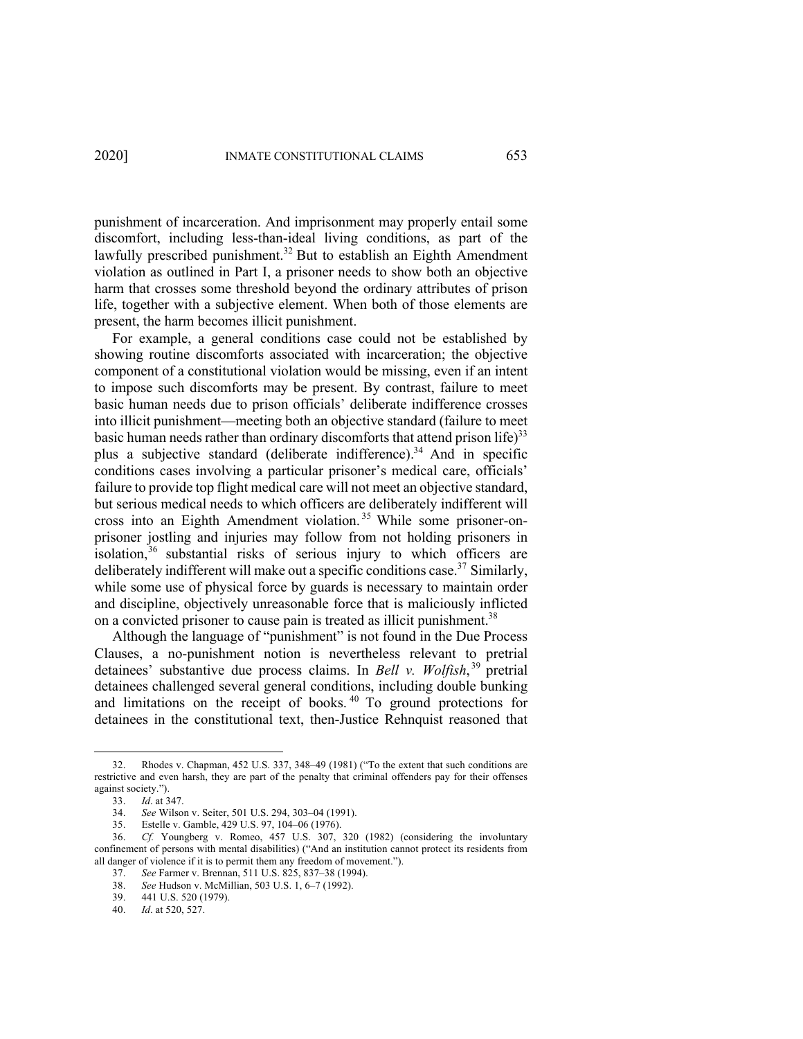punishment of incarceration. And imprisonment may properly entail some discomfort, including less-than-ideal living conditions, as part of the lawfully prescribed punishment.[32] But to establish an Eighth Amendment violation as outlined in Part I, a prisoner needs to show both an objective harm that crosses some threshold beyond the ordinary attributes of prison life, together with a subjective element. When both of those elements are present, the harm becomes illicit punishment.

For example, a general conditions case could not be established by showing routine discomforts associated with incarceration; the objective component of a constitutional violation would be missing, even if an intent to impose such discomforts may be present. By contrast, failure to meet basic human needs due to prison officials' deliberate indifference crosses into illicit punishment—meeting both an objective standard (failure to meet basic human needs rather than ordinary discomforts that attend prison life)[33] plus a subjective standard (deliberate indifference).[34] And in specific conditions cases involving a particular prisoner's medical care, officials' failure to provide top flight medical care will not meet an objective standard, but serious medical needs to which officers are deliberately indifferent will cross into an Eighth Amendment violation.[35] While some prisoner-on-prisoner jostling and injuries may follow from not holding prisoners in isolation,[36] substantial risks of serious injury to which officers are deliberately indifferent will make out a specific conditions case.[37] Similarly, while some use of physical force by guards is necessary to maintain order and discipline, objectively unreasonable force that is maliciously inflicted on a convicted prisoner to cause pain is treated as illicit punishment.[38]

Although the language of "punishment" is not found in the Due Process Clauses, a no-punishment notion is nevertheless relevant to pretrial detainees' substantive due process claims. In *Bell v. Wolfish*,[39] pretrial detainees challenged several general conditions, including double bunking and limitations on the receipt of books.[40] To ground protections for detainees in the constitutional text, then-Justice Rehnquist reasoned that

---

32. Rhodes v. Chapman, 452 U.S. 337, 348–49 (1981) ("To the extent that such conditions are restrictive and even harsh, they are part of the penalty that criminal offenders pay for their offenses against society.").

33. *Id*. at 347.

34. *See* Wilson v. Seiter, 501 U.S. 294, 303–04 (1991).

35. Estelle v. Gamble, 429 U.S. 97, 104–06 (1976).

36. *Cf.* Youngberg v. Romeo, 457 U.S. 307, 320 (1982) (considering the involuntary confinement of persons with mental disabilities) ("And an institution cannot protect its residents from all danger of violence if it is to permit them any freedom of movement.").

37. *See* Farmer v. Brennan, 511 U.S. 825, 837–38 (1994).

38. *See* Hudson v. McMillian, 503 U.S. 1, 6–7 (1992).

39. 441 U.S. 520 (1979).

40. *Id*. at 520, 527.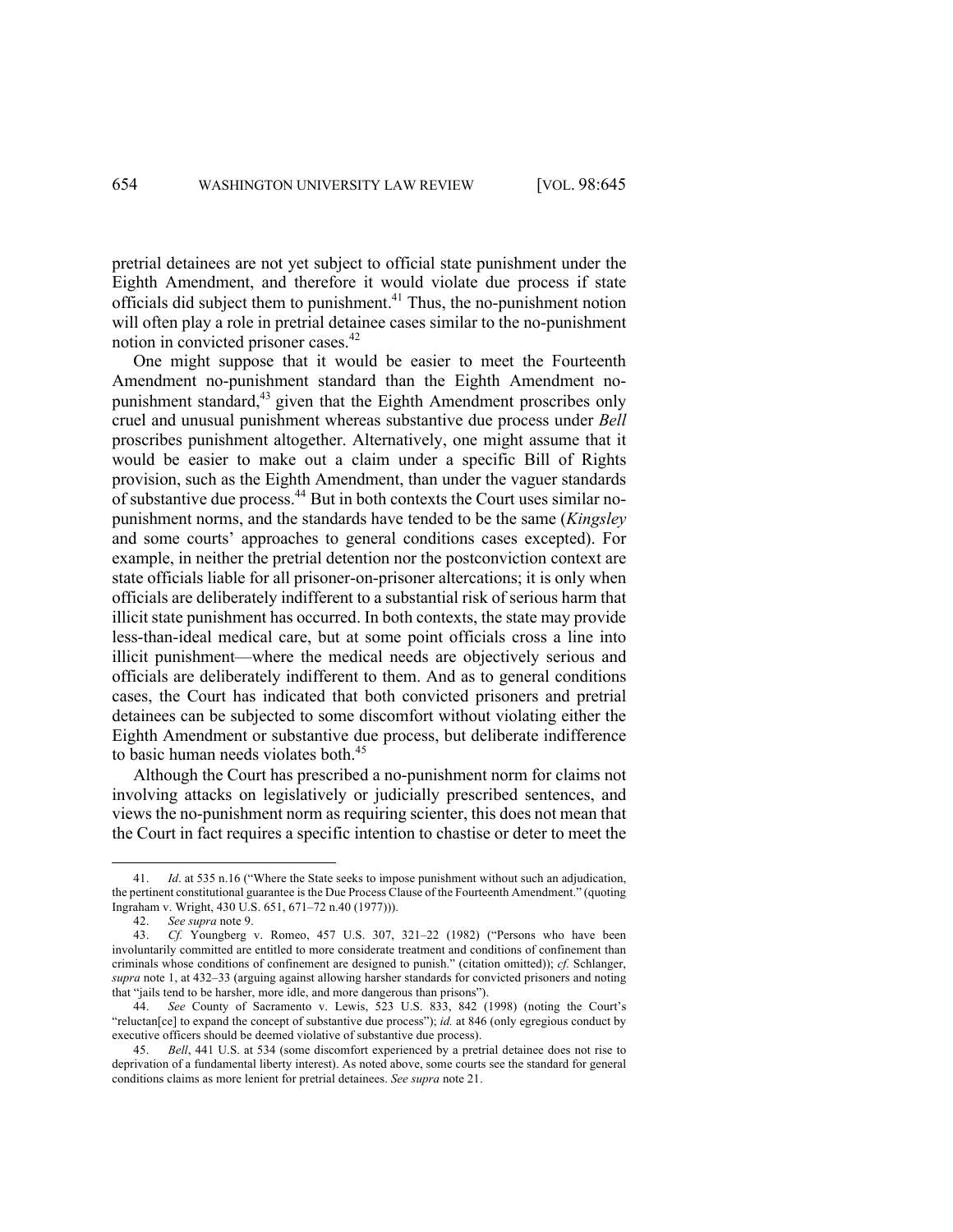pretrial detainees are not yet subject to official state punishment under the Eighth Amendment, and therefore it would violate due process if state officials did subject them to punishment.[41] Thus, the no-punishment notion will often play a role in pretrial detainee cases similar to the no-punishment notion in convicted prisoner cases.[42]

One might suppose that it would be easier to meet the Fourteenth Amendment no-punishment standard than the Eighth Amendment no-punishment standard,[43] given that the Eighth Amendment proscribes only cruel and unusual punishment whereas substantive due process under *Bell* proscribes punishment altogether. Alternatively, one might assume that it would be easier to make out a claim under a specific Bill of Rights provision, such as the Eighth Amendment, than under the vaguer standards of substantive due process.[44] But in both contexts the Court uses similar no-punishment norms, and the standards have tended to be the same (*Kingsley* and some courts' approaches to general conditions cases excepted). For example, in neither the pretrial detention nor the postconviction context are state officials liable for all prisoner-on-prisoner altercations; it is only when officials are deliberately indifferent to a substantial risk of serious harm that illicit state punishment has occurred. In both contexts, the state may provide less-than-ideal medical care, but at some point officials cross a line into illicit punishment—where the medical needs are objectively serious and officials are deliberately indifferent to them. And as to general conditions cases, the Court has indicated that both convicted prisoners and pretrial detainees can be subjected to some discomfort without violating either the Eighth Amendment or substantive due process, but deliberate indifference to basic human needs violates both.[45]

Although the Court has prescribed a no-punishment norm for claims not involving attacks on legislatively or judicially prescribed sentences, and views the no-punishment norm as requiring scienter, this does not mean that the Court in fact requires a specific intention to chastise or deter to meet the

---

41. *Id*. at 535 n.16 ("Where the State seeks to impose punishment without such an adjudication, the pertinent constitutional guarantee is the Due Process Clause of the Fourteenth Amendment." (quoting Ingraham v. Wright, 430 U.S. 651, 671–72 n.40 (1977))).

42. *See supra* note 9.

43. *Cf.* Youngberg v. Romeo, 457 U.S. 307, 321–22 (1982) ("Persons who have been involuntarily committed are entitled to more considerate treatment and conditions of confinement than criminals whose conditions of confinement are designed to punish." (citation omitted)); *cf.* Schlanger, *supra* note 1, at 432–33 (arguing against allowing harsher standards for convicted prisoners and noting that "jails tend to be harsher, more idle, and more dangerous than prisons").

44. *See* County of Sacramento v. Lewis, 523 U.S. 833, 842 (1998) (noting the Court's "reluctan[ce] to expand the concept of substantive due process"); *id.* at 846 (only egregious conduct by executive officers should be deemed violative of substantive due process).

45. *Bell*, 441 U.S. at 534 (some discomfort experienced by a pretrial detainee does not rise to deprivation of a fundamental liberty interest). As noted above, some courts see the standard for general conditions claims as more lenient for pretrial detainees. *See supra* note 21.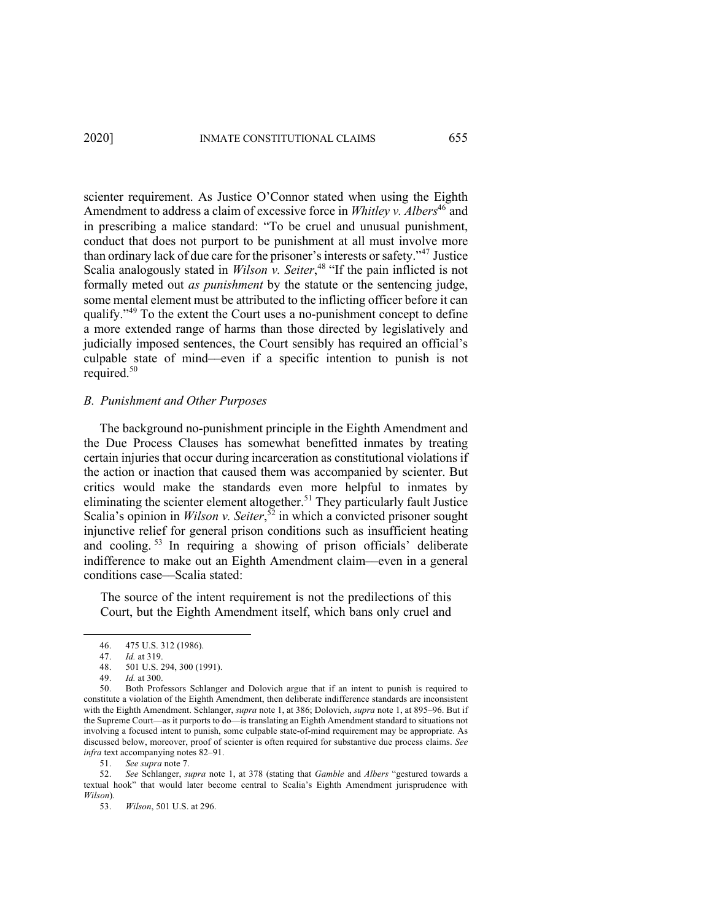scienter requirement. As Justice O'Connor stated when using the Eighth Amendment to address a claim of excessive force in *Whitley v. Albers*[46] and in prescribing a malice standard: "To be cruel and unusual punishment, conduct that does not purport to be punishment at all must involve more than ordinary lack of due care for the prisoner's interests or safety."[47] Justice Scalia analogously stated in *Wilson v. Seiter*,[48] "If the pain inflicted is not formally meted out *as punishment* by the statute or the sentencing judge, some mental element must be attributed to the inflicting officer before it can qualify."[49] To the extent the Court uses a no-punishment concept to define a more extended range of harms than those directed by legislatively and judicially imposed sentences, the Court sensibly has required an official's culpable state of mind—even if a specific intention to punish is not required.[50]

### B. Punishment and Other Purposes

The background no-punishment principle in the Eighth Amendment and the Due Process Clauses has somewhat benefitted inmates by treating certain injuries that occur during incarceration as constitutional violations if the action or inaction that caused them was accompanied by scienter. But critics would make the standards even more helpful to inmates by eliminating the scienter element altogether.[51] They particularly fault Justice Scalia's opinion in *Wilson v. Seiter*,[52] in which a convicted prisoner sought injunctive relief for general prison conditions such as insufficient heating and cooling.[53] In requiring a showing of prison officials' deliberate indifference to make out an Eighth Amendment claim—even in a general conditions case—Scalia stated:

> The source of the intent requirement is not the predilections of this Court, but the Eighth Amendment itself, which bans only cruel and

---

46. 475 U.S. 312 (1986).

47. *Id.* at 319.

48. 501 U.S. 294, 300 (1991).

49. *Id.* at 300.

50. Both Professors Schlanger and Dolovich argue that if an intent to punish is required to constitute a violation of the Eighth Amendment, then deliberate indifference standards are inconsistent with the Eighth Amendment. Schlanger, *supra* note 1, at 386; Dolovich, *supra* note 1, at 895–96. But if the Supreme Court—as it purports to do—is translating an Eighth Amendment standard to situations not involving a focused intent to punish, some culpable state-of-mind requirement may be appropriate. As discussed below, moreover, proof of scienter is often required for substantive due process claims. *See infra* text accompanying notes 82–91.

51. *See supra* note 7.

52. *See* Schlanger, *supra* note 1, at 378 (stating that *Gamble* and *Albers* "gestured towards a textual hook" that would later become central to Scalia's Eighth Amendment jurisprudence with *Wilson*).

53. *Wilson*, 501 U.S. at 296.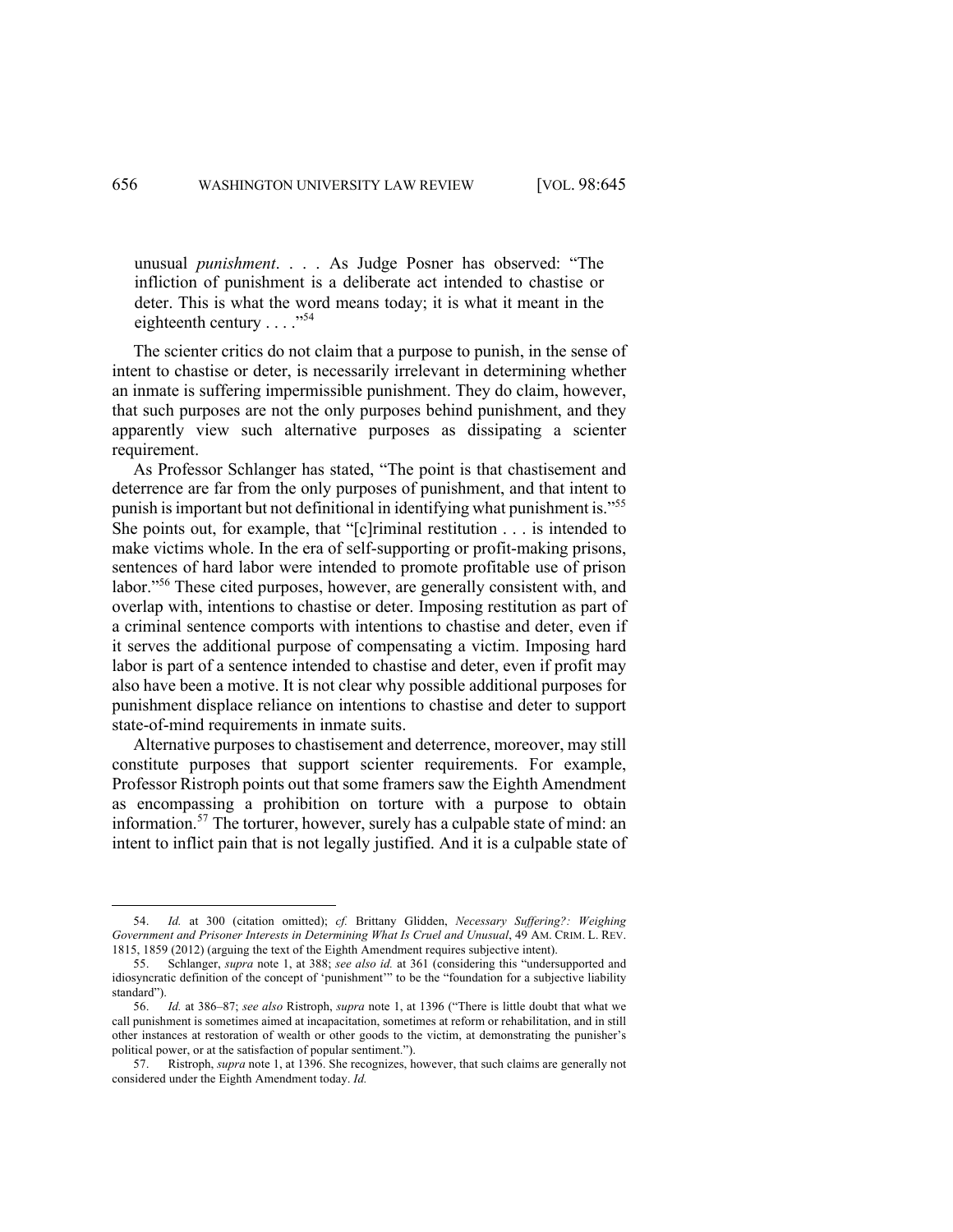unusual *punishment*. . . . As Judge Posner has observed: "The infliction of punishment is a deliberate act intended to chastise or deter. This is what the word means today; it is what it meant in the eighteenth century . . . ."[54]

The scienter critics do not claim that a purpose to punish, in the sense of intent to chastise or deter, is necessarily irrelevant in determining whether an inmate is suffering impermissible punishment. They do claim, however, that such purposes are not the only purposes behind punishment, and they apparently view such alternative purposes as dissipating a scienter requirement.

As Professor Schlanger has stated, "The point is that chastisement and deterrence are far from the only purposes of punishment, and that intent to punish is important but not definitional in identifying what punishment is."[55] She points out, for example, that "[c]riminal restitution . . . is intended to make victims whole. In the era of self-supporting or profit-making prisons, sentences of hard labor were intended to promote profitable use of prison labor."[56] These cited purposes, however, are generally consistent with, and overlap with, intentions to chastise or deter. Imposing restitution as part of a criminal sentence comports with intentions to chastise and deter, even if it serves the additional purpose of compensating a victim. Imposing hard labor is part of a sentence intended to chastise and deter, even if profit may also have been a motive. It is not clear why possible additional purposes for punishment displace reliance on intentions to chastise and deter to support state-of-mind requirements in inmate suits.

Alternative purposes to chastisement and deterrence, moreover, may still constitute purposes that support scienter requirements. For example, Professor Ristroph points out that some framers saw the Eighth Amendment as encompassing a prohibition on torture with a purpose to obtain information.[57] The torturer, however, surely has a culpable state of mind: an intent to inflict pain that is not legally justified. And it is a culpable state of

54. *Id.* at 300 (citation omitted); *cf.* Brittany Glidden, *Necessary Suffering?: Weighing Government and Prisoner Interests in Determining What Is Cruel and Unusual*, 49 AM. CRIM. L. REV. 1815, 1859 (2012) (arguing the text of the Eighth Amendment requires subjective intent).

55. Schlanger, *supra* note 1, at 388; *see also id.* at 361 (considering this "undersupported and idiosyncratic definition of the concept of 'punishment'" to be the "foundation for a subjective liability standard").

56. *Id.* at 386–87; *see also* Ristroph, *supra* note 1, at 1396 ("There is little doubt that what we call punishment is sometimes aimed at incapacitation, sometimes at reform or rehabilitation, and in still other instances at restoration of wealth or other goods to the victim, at demonstrating the punisher's political power, or at the satisfaction of popular sentiment.").

57. Ristroph, *supra* note 1, at 1396. She recognizes, however, that such claims are generally not considered under the Eighth Amendment today. *Id.*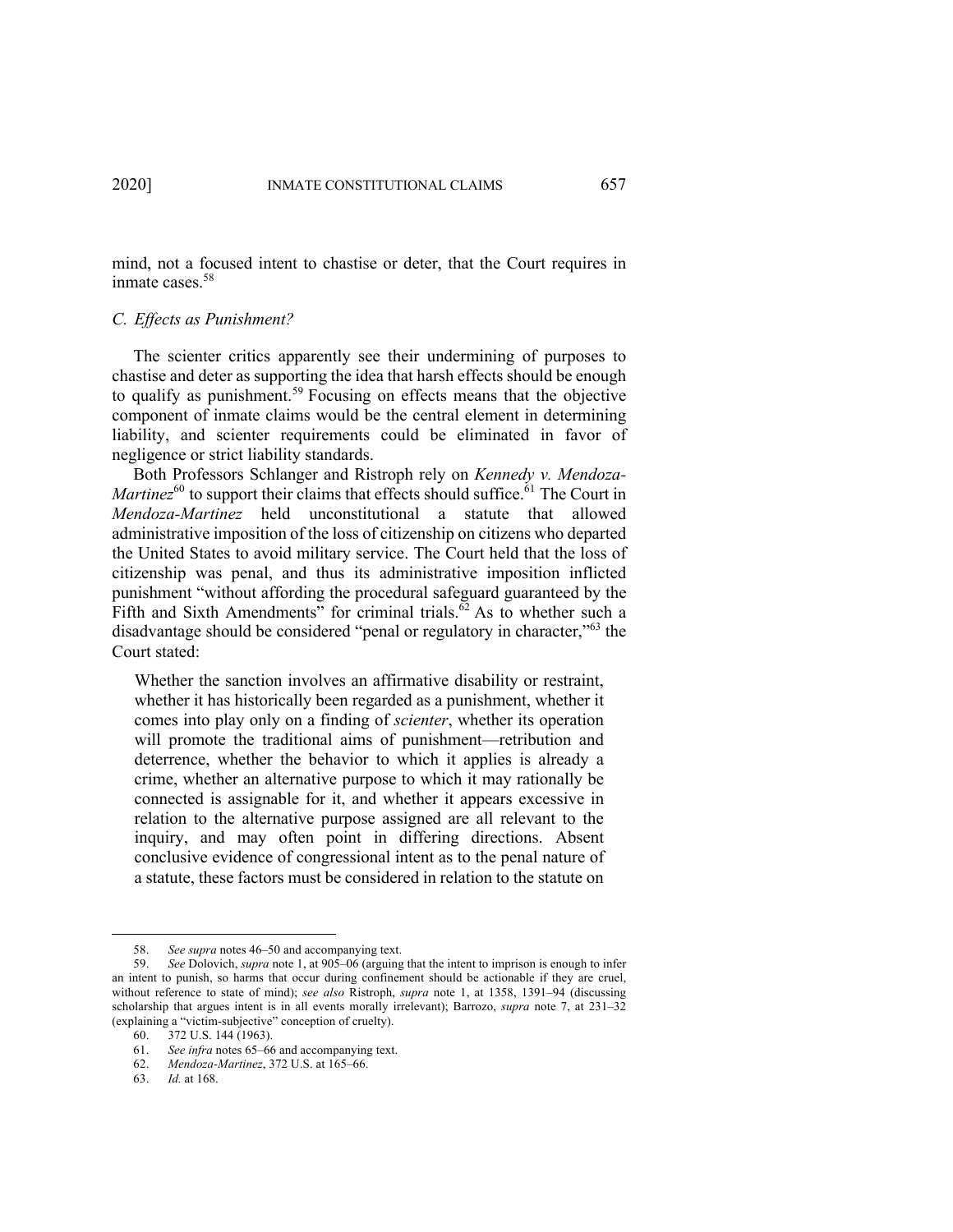mind, not a focused intent to chastise or deter, that the Court requires in inmate cases.[58]

### *C. Effects as Punishment?*

The scienter critics apparently see their undermining of purposes to chastise and deter as supporting the idea that harsh effects should be enough to qualify as punishment.[59] Focusing on effects means that the objective component of inmate claims would be the central element in determining liability, and scienter requirements could be eliminated in favor of negligence or strict liability standards.

Both Professors Schlanger and Ristroph rely on *Kennedy v. Mendoza-Martinez*[60] to support their claims that effects should suffice.[61] The Court in *Mendoza-Martinez* held unconstitutional a statute that allowed administrative imposition of the loss of citizenship on citizens who departed the United States to avoid military service. The Court held that the loss of citizenship was penal, and thus its administrative imposition inflicted punishment "without affording the procedural safeguard guaranteed by the Fifth and Sixth Amendments" for criminal trials.[62] As to whether such a disadvantage should be considered "penal or regulatory in character,"[63] the Court stated:

> Whether the sanction involves an affirmative disability or restraint, whether it has historically been regarded as a punishment, whether it comes into play only on a finding of *scienter*, whether its operation will promote the traditional aims of punishment—retribution and deterrence, whether the behavior to which it applies is already a crime, whether an alternative purpose to which it may rationally be connected is assignable for it, and whether it appears excessive in relation to the alternative purpose assigned are all relevant to the inquiry, and may often point in differing directions. Absent conclusive evidence of congressional intent as to the penal nature of a statute, these factors must be considered in relation to the statute on

---

58. *See supra* notes 46–50 and accompanying text.

59. *See* Dolovich, *supra* note 1, at 905–06 (arguing that the intent to imprison is enough to infer an intent to punish, so harms that occur during confinement should be actionable if they are cruel, without reference to state of mind); *see also* Ristroph, *supra* note 1, at 1358, 1391–94 (discussing scholarship that argues intent is in all events morally irrelevant); Barrozo, *supra* note 7, at 231–32 (explaining a "victim-subjective" conception of cruelty).

60. 372 U.S. 144 (1963).

61. *See infra* notes 65–66 and accompanying text.

62. *Mendoza-Martinez*, 372 U.S. at 165–66.

63. *Id.* at 168.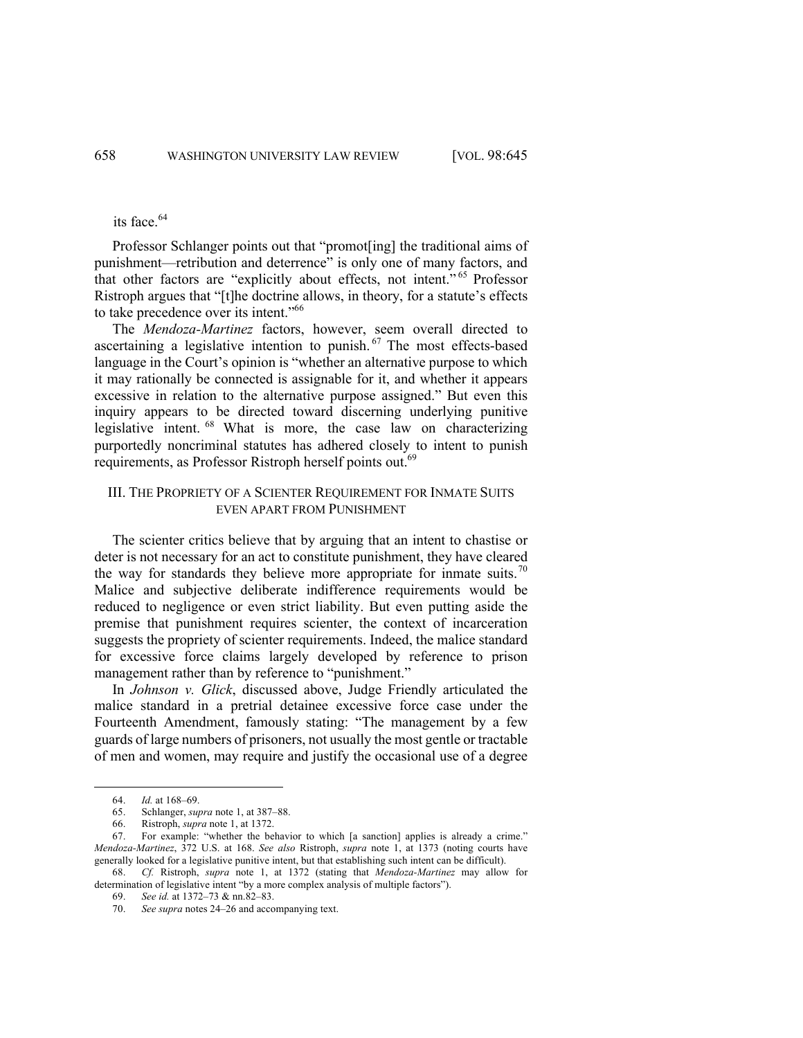its face.[64]

Professor Schlanger points out that "promot[ing] the traditional aims of punishment—retribution and deterrence" is only one of many factors, and that other factors are "explicitly about effects, not intent."[65] Professor Ristroph argues that "[t]he doctrine allows, in theory, for a statute's effects to take precedence over its intent."[66]

The *Mendoza-Martinez* factors, however, seem overall directed to ascertaining a legislative intention to punish.[67] The most effects-based language in the Court's opinion is "whether an alternative purpose to which it may rationally be connected is assignable for it, and whether it appears excessive in relation to the alternative purpose assigned." But even this inquiry appears to be directed toward discerning underlying punitive legislative intent.[68] What is more, the case law on characterizing purportedly noncriminal statutes has adhered closely to intent to punish requirements, as Professor Ristroph herself points out.[69]

## III. THE PROPRIETY OF A SCIENTER REQUIREMENT FOR INMATE SUITS EVEN APART FROM PUNISHMENT

The scienter critics believe that by arguing that an intent to chastise or deter is not necessary for an act to constitute punishment, they have cleared the way for standards they believe more appropriate for inmate suits.[70] Malice and subjective deliberate indifference requirements would be reduced to negligence or even strict liability. But even putting aside the premise that punishment requires scienter, the context of incarceration suggests the propriety of scienter requirements. Indeed, the malice standard for excessive force claims largely developed by reference to prison management rather than by reference to "punishment."

In *Johnson v. Glick*, discussed above, Judge Friendly articulated the malice standard in a pretrial detainee excessive force case under the Fourteenth Amendment, famously stating: "The management by a few guards of large numbers of prisoners, not usually the most gentle or tractable of men and women, may require and justify the occasional use of a degree

---

64. *Id.* at 168–69.

65. Schlanger, *supra* note 1, at 387–88.

66. Ristroph, *supra* note 1, at 1372.

67. For example: "whether the behavior to which [a sanction] applies is already a crime." *Mendoza-Martinez*, 372 U.S. at 168. *See also* Ristroph, *supra* note 1, at 1373 (noting courts have generally looked for a legislative punitive intent, but that establishing such intent can be difficult).

68. *Cf.* Ristroph, *supra* note 1, at 1372 (stating that *Mendoza-Martinez* may allow for determination of legislative intent "by a more complex analysis of multiple factors").

69. *See id.* at 1372–73 & nn.82–83.

70. *See supra* notes 24–26 and accompanying text.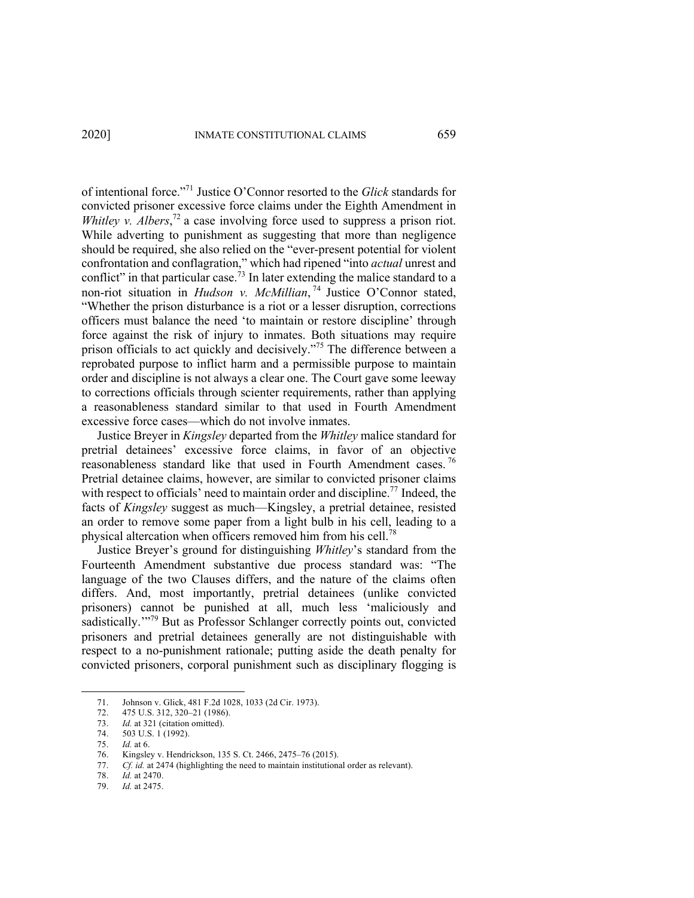of intentional force."[71] Justice O'Connor resorted to the *Glick* standards for convicted prisoner excessive force claims under the Eighth Amendment in *Whitley v. Albers*,[72] a case involving force used to suppress a prison riot. While adverting to punishment as suggesting that more than negligence should be required, she also relied on the "ever-present potential for violent confrontation and conflagration," which had ripened "into *actual* unrest and conflict" in that particular case.[73] In later extending the malice standard to a non-riot situation in *Hudson v. McMillian*,[74] Justice O'Connor stated, "Whether the prison disturbance is a riot or a lesser disruption, corrections officers must balance the need 'to maintain or restore discipline' through force against the risk of injury to inmates. Both situations may require prison officials to act quickly and decisively."[75] The difference between a reprobated purpose to inflict harm and a permissible purpose to maintain order and discipline is not always a clear one. The Court gave some leeway to corrections officials through scienter requirements, rather than applying a reasonableness standard similar to that used in Fourth Amendment excessive force cases—which do not involve inmates.

Justice Breyer in *Kingsley* departed from the *Whitley* malice standard for pretrial detainees' excessive force claims, in favor of an objective reasonableness standard like that used in Fourth Amendment cases.[76] Pretrial detainee claims, however, are similar to convicted prisoner claims with respect to officials' need to maintain order and discipline.[77] Indeed, the facts of *Kingsley* suggest as much—Kingsley, a pretrial detainee, resisted an order to remove some paper from a light bulb in his cell, leading to a physical altercation when officers removed him from his cell.[78]

Justice Breyer's ground for distinguishing *Whitley*'s standard from the Fourteenth Amendment substantive due process standard was: "The language of the two Clauses differs, and the nature of the claims often differs. And, most importantly, pretrial detainees (unlike convicted prisoners) cannot be punished at all, much less 'maliciously and sadistically.'"[79] But as Professor Schlanger correctly points out, convicted prisoners and pretrial detainees generally are not distinguishable with respect to a no-punishment rationale; putting aside the death penalty for convicted prisoners, corporal punishment such as disciplinary flogging is

---

71. Johnson v. Glick, 481 F.2d 1028, 1033 (2d Cir. 1973).
72. 475 U.S. 312, 320–21 (1986).
73. *Id.* at 321 (citation omitted).
74. 503 U.S. 1 (1992).
75. *Id.* at 6.
76. Kingsley v. Hendrickson, 135 S. Ct. 2466, 2475–76 (2015).
77. *Cf. id.* at 2474 (highlighting the need to maintain institutional order as relevant).
78. *Id.* at 2470.
79. *Id.* at 2475.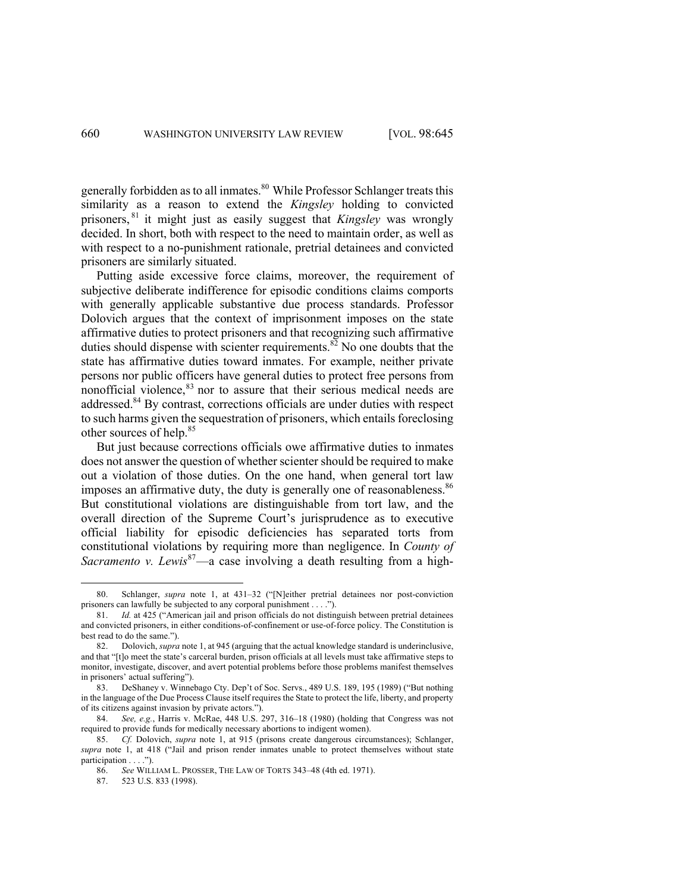generally forbidden as to all inmates.[80] While Professor Schlanger treats this similarity as a reason to extend the *Kingsley* holding to convicted prisoners,[81] it might just as easily suggest that *Kingsley* was wrongly decided. In short, both with respect to the need to maintain order, as well as with respect to a no-punishment rationale, pretrial detainees and convicted prisoners are similarly situated.

Putting aside excessive force claims, moreover, the requirement of subjective deliberate indifference for episodic conditions claims comports with generally applicable substantive due process standards. Professor Dolovich argues that the context of imprisonment imposes on the state affirmative duties to protect prisoners and that recognizing such affirmative duties should dispense with scienter requirements.[82] No one doubts that the state has affirmative duties toward inmates. For example, neither private persons nor public officers have general duties to protect free persons from nonofficial violence,[83] nor to assure that their serious medical needs are addressed.[84] By contrast, corrections officials are under duties with respect to such harms given the sequestration of prisoners, which entails foreclosing other sources of help.[85]

But just because corrections officials owe affirmative duties to inmates does not answer the question of whether scienter should be required to make out a violation of those duties. On the one hand, when general tort law imposes an affirmative duty, the duty is generally one of reasonableness.[86] But constitutional violations are distinguishable from tort law, and the overall direction of the Supreme Court's jurisprudence as to executive official liability for episodic deficiencies has separated torts from constitutional violations by requiring more than negligence. In *County of Sacramento v. Lewis*[87]—a case involving a death resulting from a high-

---

80. Schlanger, *supra* note 1, at 431–32 ("[N]either pretrial detainees nor post-conviction prisoners can lawfully be subjected to any corporal punishment . . . .").

81. *Id.* at 425 ("American jail and prison officials do not distinguish between pretrial detainees and convicted prisoners, in either conditions-of-confinement or use-of-force policy. The Constitution is best read to do the same.").

82. Dolovich, *supra* note 1, at 945 (arguing that the actual knowledge standard is underinclusive, and that "[t]o meet the state's carceral burden, prison officials at all levels must take affirmative steps to monitor, investigate, discover, and avert potential problems before those problems manifest themselves in prisoners' actual suffering").

83. DeShaney v. Winnebago Cty. Dep't of Soc. Servs., 489 U.S. 189, 195 (1989) ("But nothing in the language of the Due Process Clause itself requires the State to protect the life, liberty, and property of its citizens against invasion by private actors.").

84. *See, e.g.*, Harris v. McRae, 448 U.S. 297, 316–18 (1980) (holding that Congress was not required to provide funds for medically necessary abortions to indigent women).

85. *Cf.* Dolovich, *supra* note 1, at 915 (prisons create dangerous circumstances); Schlanger, *supra* note 1, at 418 ("Jail and prison render inmates unable to protect themselves without state participation . . . .").

86. *See* WILLIAM L. PROSSER, THE LAW OF TORTS 343–48 (4th ed. 1971).

87. 523 U.S. 833 (1998).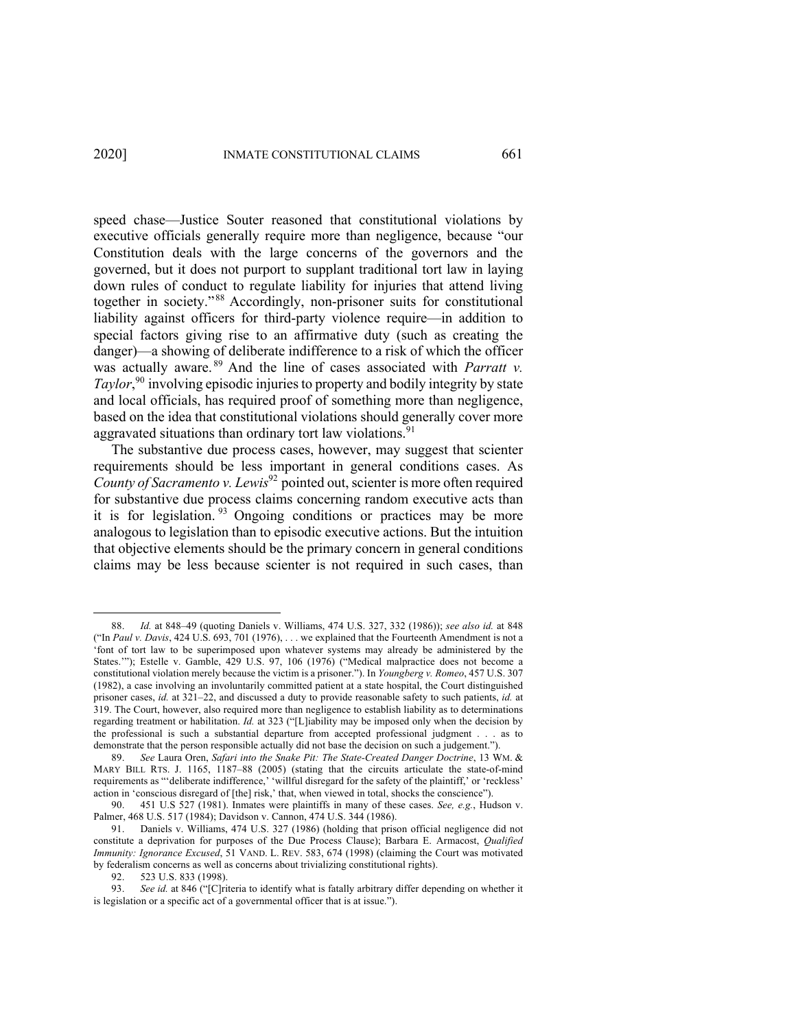speed chase—Justice Souter reasoned that constitutional violations by executive officials generally require more than negligence, because "our Constitution deals with the large concerns of the governors and the governed, but it does not purport to supplant traditional tort law in laying down rules of conduct to regulate liability for injuries that attend living together in society."[88] Accordingly, non-prisoner suits for constitutional liability against officers for third-party violence require—in addition to special factors giving rise to an affirmative duty (such as creating the danger)—a showing of deliberate indifference to a risk of which the officer was actually aware.[89] And the line of cases associated with *Parratt v. Taylor*,[90] involving episodic injuries to property and bodily integrity by state and local officials, has required proof of something more than negligence, based on the idea that constitutional violations should generally cover more aggravated situations than ordinary tort law violations.[91]

The substantive due process cases, however, may suggest that scienter requirements should be less important in general conditions cases. As *County of Sacramento v. Lewis*[92] pointed out, scienter is more often required for substantive due process claims concerning random executive acts than it is for legislation.[93] Ongoing conditions or practices may be more analogous to legislation than to episodic executive actions. But the intuition that objective elements should be the primary concern in general conditions claims may be less because scienter is not required in such cases, than

---

88. *Id.* at 848–49 (quoting Daniels v. Williams, 474 U.S. 327, 332 (1986)); *see also id.* at 848 ("In *Paul v. Davis*, 424 U.S. 693, 701 (1976), . . . we explained that the Fourteenth Amendment is not a 'font of tort law to be superimposed upon whatever systems may already be administered by the States.'"); Estelle v. Gamble, 429 U.S. 97, 106 (1976) ("Medical malpractice does not become a constitutional violation merely because the victim is a prisoner."). In *Youngberg v. Romeo*, 457 U.S. 307 (1982), a case involving an involuntarily committed patient at a state hospital, the Court distinguished prisoner cases, *id.* at 321–22, and discussed a duty to provide reasonable safety to such patients, *id.* at 319. The Court, however, also required more than negligence to establish liability as to determinations regarding treatment or habilitation. *Id.* at 323 ("[L]iability may be imposed only when the decision by the professional is such a substantial departure from accepted professional judgment . . . as to demonstrate that the person responsible actually did not base the decision on such a judgement.").

89. *See* Laura Oren, *Safari into the Snake Pit: The State-Created Danger Doctrine*, 13 WM. & MARY BILL RTS. J. 1165, 1187–88 (2005) (stating that the circuits articulate the state-of-mind requirements as "'deliberate indifference,' 'willful disregard for the safety of the plaintiff,' or 'reckless' action in 'conscious disregard of [the] risk,' that, when viewed in total, shocks the conscience").

90. 451 U.S 527 (1981). Inmates were plaintiffs in many of these cases. *See, e.g.*, Hudson v. Palmer, 468 U.S. 517 (1984); Davidson v. Cannon, 474 U.S. 344 (1986).

91. Daniels v. Williams, 474 U.S. 327 (1986) (holding that prison official negligence did not constitute a deprivation for purposes of the Due Process Clause); Barbara E. Armacost, *Qualified Immunity: Ignorance Excused*, 51 VAND. L. REV. 583, 674 (1998) (claiming the Court was motivated by federalism concerns as well as concerns about trivializing constitutional rights).

92. 523 U.S. 833 (1998).

93. *See id.* at 846 ("[C]riteria to identify what is fatally arbitrary differ depending on whether it is legislation or a specific act of a governmental officer that is at issue.").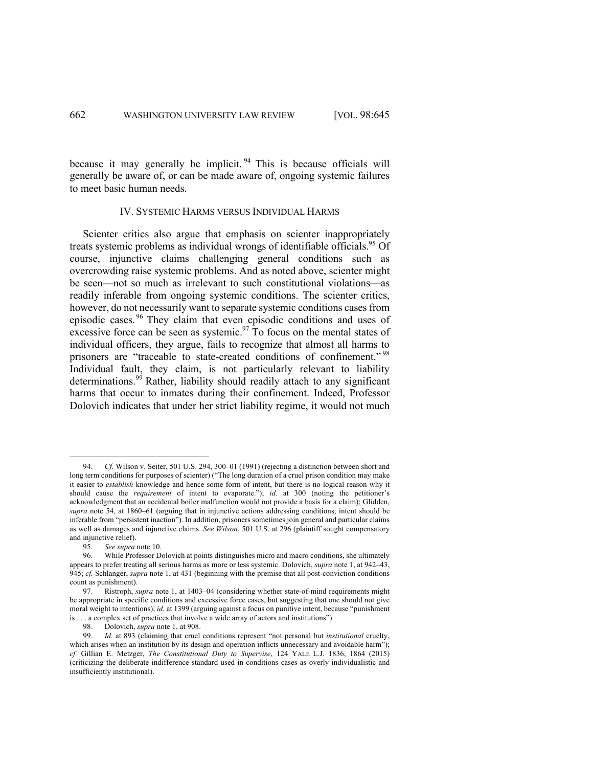because it may generally be implicit.[94] This is because officials will generally be aware of, or can be made aware of, ongoing systemic failures to meet basic human needs.

## IV. SYSTEMIC HARMS VERSUS INDIVIDUAL HARMS

Scienter critics also argue that emphasis on scienter inappropriately treats systemic problems as individual wrongs of identifiable officials.[95] Of course, injunctive claims challenging general conditions such as overcrowding raise systemic problems. And as noted above, scienter might be seen—not so much as irrelevant to such constitutional violations—as readily inferable from ongoing systemic conditions. The scienter critics, however, do not necessarily want to separate systemic conditions cases from episodic cases.[96] They claim that even episodic conditions and uses of excessive force can be seen as systemic.[97] To focus on the mental states of individual officers, they argue, fails to recognize that almost all harms to prisoners are "traceable to state-created conditions of confinement."[98] Individual fault, they claim, is not particularly relevant to liability determinations.[99] Rather, liability should readily attach to any significant harms that occur to inmates during their confinement. Indeed, Professor Dolovich indicates that under her strict liability regime, it would not much

---

94. *Cf.* Wilson v. Seiter, 501 U.S. 294, 300–01 (1991) (rejecting a distinction between short and long term conditions for purposes of scienter) ("The long duration of a cruel prison condition may make it easier to *establish* knowledge and hence some form of intent, but there is no logical reason why it should cause the *requirement* of intent to evaporate."); *id.* at 300 (noting the petitioner's acknowledgment that an accidental boiler malfunction would not provide a basis for a claim); Glidden, *supra* note 54, at 1860–61 (arguing that in injunctive actions addressing conditions, intent should be inferable from "persistent inaction"). In addition, prisoners sometimes join general and particular claims as well as damages and injunctive claims. *See Wilson*, 501 U.S. at 296 (plaintiff sought compensatory and injunctive relief).

95. *See supra* note 10.

96. While Professor Dolovich at points distinguishes micro and macro conditions, she ultimately appears to prefer treating all serious harms as more or less systemic. Dolovich, *supra* note 1, at 942–43, 945; *cf.* Schlanger, *supra* note 1, at 431 (beginning with the premise that all post-conviction conditions count as punishment).

97. Ristroph, *supra* note 1, at 1403–04 (considering whether state-of-mind requirements might be appropriate in specific conditions and excessive force cases, but suggesting that one should not give moral weight to intentions); *id.* at 1399 (arguing against a focus on punitive intent, because "punishment is . . . a complex set of practices that involve a wide array of actors and institutions").

98. Dolovich, *supra* note 1, at 908.

99. *Id.* at 893 (claiming that cruel conditions represent "not personal but *institutional* cruelty, which arises when an institution by its design and operation inflicts unnecessary and avoidable harm"); *cf.* Gillian E. Metzger, *The Constitutional Duty to Supervise*, 124 YALE L.J. 1836, 1864 (2015) (criticizing the deliberate indifference standard used in conditions cases as overly individualistic and insufficiently institutional).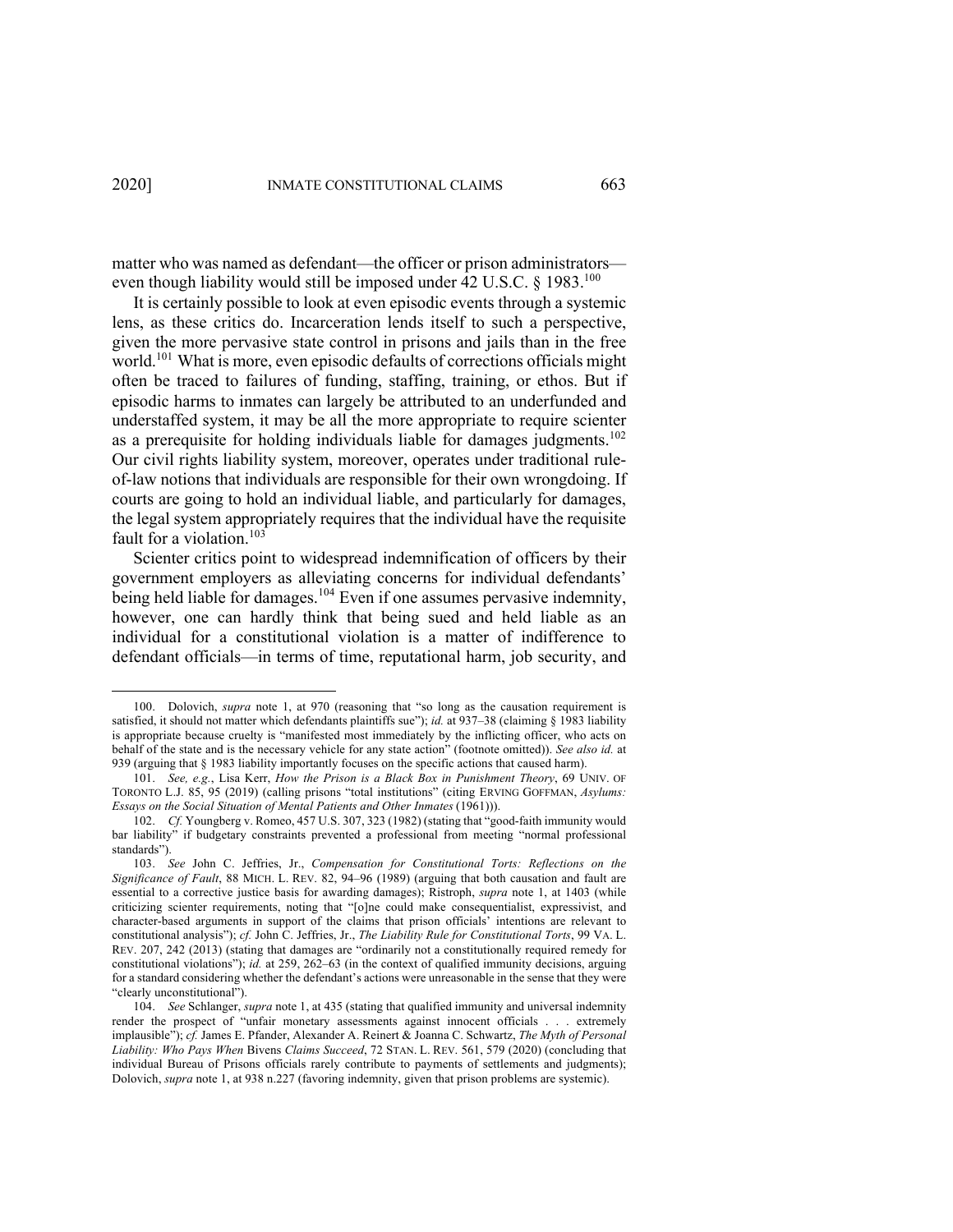matter who was named as defendant—the officer or prison administrators—even though liability would still be imposed under 42 U.S.C. § 1983.[100]

It is certainly possible to look at even episodic events through a systemic lens, as these critics do. Incarceration lends itself to such a perspective, given the more pervasive state control in prisons and jails than in the free world.[101] What is more, even episodic defaults of corrections officials might often be traced to failures of funding, staffing, training, or ethos. But if episodic harms to inmates can largely be attributed to an underfunded and understaffed system, it may be all the more appropriate to require scienter as a prerequisite for holding individuals liable for damages judgments.[102] Our civil rights liability system, moreover, operates under traditional rule-of-law notions that individuals are responsible for their own wrongdoing. If courts are going to hold an individual liable, and particularly for damages, the legal system appropriately requires that the individual have the requisite fault for a violation.[103]

Scienter critics point to widespread indemnification of officers by their government employers as alleviating concerns for individual defendants' being held liable for damages.[104] Even if one assumes pervasive indemnity, however, one can hardly think that being sued and held liable as an individual for a constitutional violation is a matter of indifference to defendant officials—in terms of time, reputational harm, job security, and

---

100. Dolovich, *supra* note 1, at 970 (reasoning that "so long as the causation requirement is satisfied, it should not matter which defendants plaintiffs sue"); *id.* at 937–38 (claiming § 1983 liability is appropriate because cruelty is "manifested most immediately by the inflicting officer, who acts on behalf of the state and is the necessary vehicle for any state action" (footnote omitted)). *See also id.* at 939 (arguing that § 1983 liability importantly focuses on the specific actions that caused harm).

101. *See, e.g.*, Lisa Kerr, *How the Prison is a Black Box in Punishment Theory*, 69 UNIV. OF TORONTO L.J. 85, 95 (2019) (calling prisons "total institutions" (citing ERVING GOFFMAN, *Asylums: Essays on the Social Situation of Mental Patients and Other Inmates* (1961))).

102. *Cf.* Youngberg v. Romeo, 457 U.S. 307, 323 (1982) (stating that "good-faith immunity would bar liability" if budgetary constraints prevented a professional from meeting "normal professional standards").

103. *See* John C. Jeffries, Jr., *Compensation for Constitutional Torts: Reflections on the Significance of Fault*, 88 MICH. L. REV. 82, 94–96 (1989) (arguing that both causation and fault are essential to a corrective justice basis for awarding damages); Ristroph, *supra* note 1, at 1403 (while criticizing scienter requirements, noting that "[o]ne could make consequentialist, expressivist, and character-based arguments in support of the claims that prison officials' intentions are relevant to constitutional analysis"); *cf.* John C. Jeffries, Jr., *The Liability Rule for Constitutional Torts*, 99 VA. L. REV. 207, 242 (2013) (stating that damages are "ordinarily not a constitutionally required remedy for constitutional violations"); *id.* at 259, 262–63 (in the context of qualified immunity decisions, arguing for a standard considering whether the defendant's actions were unreasonable in the sense that they were "clearly unconstitutional").

104. *See* Schlanger, *supra* note 1, at 435 (stating that qualified immunity and universal indemnity render the prospect of "unfair monetary assessments against innocent officials . . . extremely implausible"); *cf.* James E. Pfander, Alexander A. Reinert & Joanna C. Schwartz, *The Myth of Personal Liability: Who Pays When* Bivens *Claims Succeed*, 72 STAN. L. REV. 561, 579 (2020) (concluding that individual Bureau of Prisons officials rarely contribute to payments of settlements and judgments); Dolovich, *supra* note 1, at 938 n.227 (favoring indemnity, given that prison problems are systemic).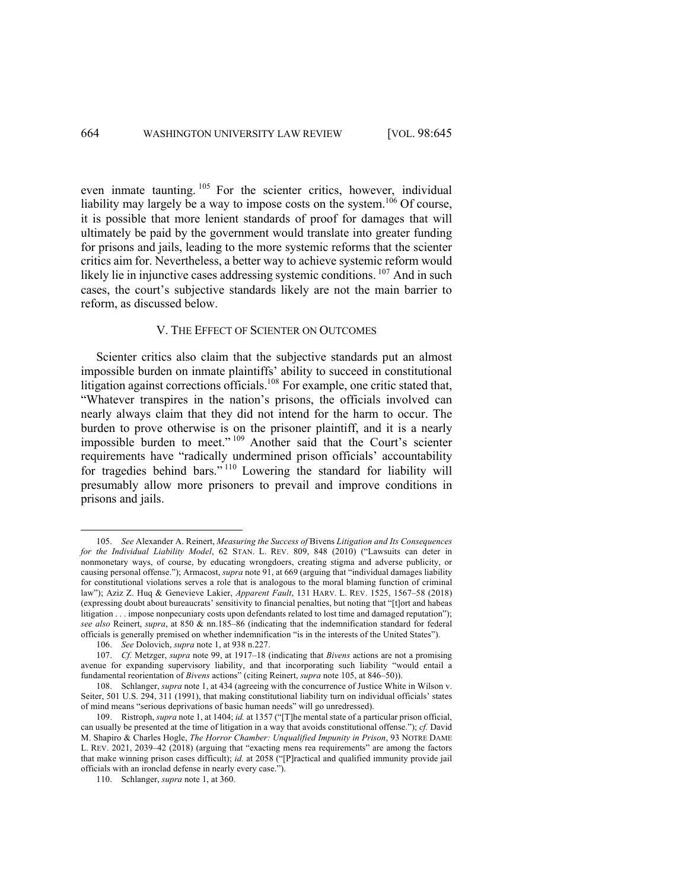even inmate taunting.[105] For the scienter critics, however, individual liability may largely be a way to impose costs on the system.[106] Of course, it is possible that more lenient standards of proof for damages that will ultimately be paid by the government would translate into greater funding for prisons and jails, leading to the more systemic reforms that the scienter critics aim for. Nevertheless, a better way to achieve systemic reform would likely lie in injunctive cases addressing systemic conditions.[107] And in such cases, the court's subjective standards likely are not the main barrier to reform, as discussed below.

## V. THE EFFECT OF SCIENTER ON OUTCOMES

Scienter critics also claim that the subjective standards put an almost impossible burden on inmate plaintiffs' ability to succeed in constitutional litigation against corrections officials.[108] For example, one critic stated that, "Whatever transpires in the nation's prisons, the officials involved can nearly always claim that they did not intend for the harm to occur. The burden to prove otherwise is on the prisoner plaintiff, and it is a nearly impossible burden to meet."[109] Another said that the Court's scienter requirements have "radically undermined prison officials' accountability for tragedies behind bars."[110] Lowering the standard for liability will presumably allow more prisoners to prevail and improve conditions in prisons and jails.

---

105. *See* Alexander A. Reinert, *Measuring the Success of* Bivens *Litigation and Its Consequences for the Individual Liability Model*, 62 STAN. L. REV. 809, 848 (2010) ("Lawsuits can deter in nonmonetary ways, of course, by educating wrongdoers, creating stigma and adverse publicity, or causing personal offense."); Armacost, *supra* note 91, at 669 (arguing that "individual damages liability for constitutional violations serves a role that is analogous to the moral blaming function of criminal law"); Aziz Z. Huq & Genevieve Lakier, *Apparent Fault*, 131 HARV. L. REV. 1525, 1567–58 (2018) (expressing doubt about bureaucrats' sensitivity to financial penalties, but noting that "[t]ort and habeas litigation . . . impose nonpecuniary costs upon defendants related to lost time and damaged reputation"); *see also* Reinert, *supra*, at 850 & nn.185–86 (indicating that the indemnification standard for federal officials is generally premised on whether indemnification "is in the interests of the United States").

106. *See* Dolovich, *supra* note 1, at 938 n.227.

107. *Cf.* Metzger, *supra* note 99, at 1917–18 (indicating that *Bivens* actions are not a promising avenue for expanding supervisory liability, and that incorporating such liability "would entail a fundamental reorientation of *Bivens* actions" (citing Reinert, *supra* note 105, at 846–50)).

108. Schlanger, *supra* note 1, at 434 (agreeing with the concurrence of Justice White in Wilson v. Seiter, 501 U.S. 294, 311 (1991), that making constitutional liability turn on individual officials' states of mind means "serious deprivations of basic human needs" will go unredressed).

109. Ristroph, *supra* note 1, at 1404; *id.* at 1357 ("[T]he mental state of a particular prison official, can usually be presented at the time of litigation in a way that avoids constitutional offense."); *cf.* David M. Shapiro & Charles Hogle, *The Horror Chamber: Unqualified Impunity in Prison*, 93 NOTRE DAME L. REV. 2021, 2039–42 (2018) (arguing that "exacting mens rea requirements" are among the factors that make winning prison cases difficult); *id.* at 2058 ("[P]ractical and qualified immunity provide jail officials with an ironclad defense in nearly every case.").

110. Schlanger, *supra* note 1, at 360.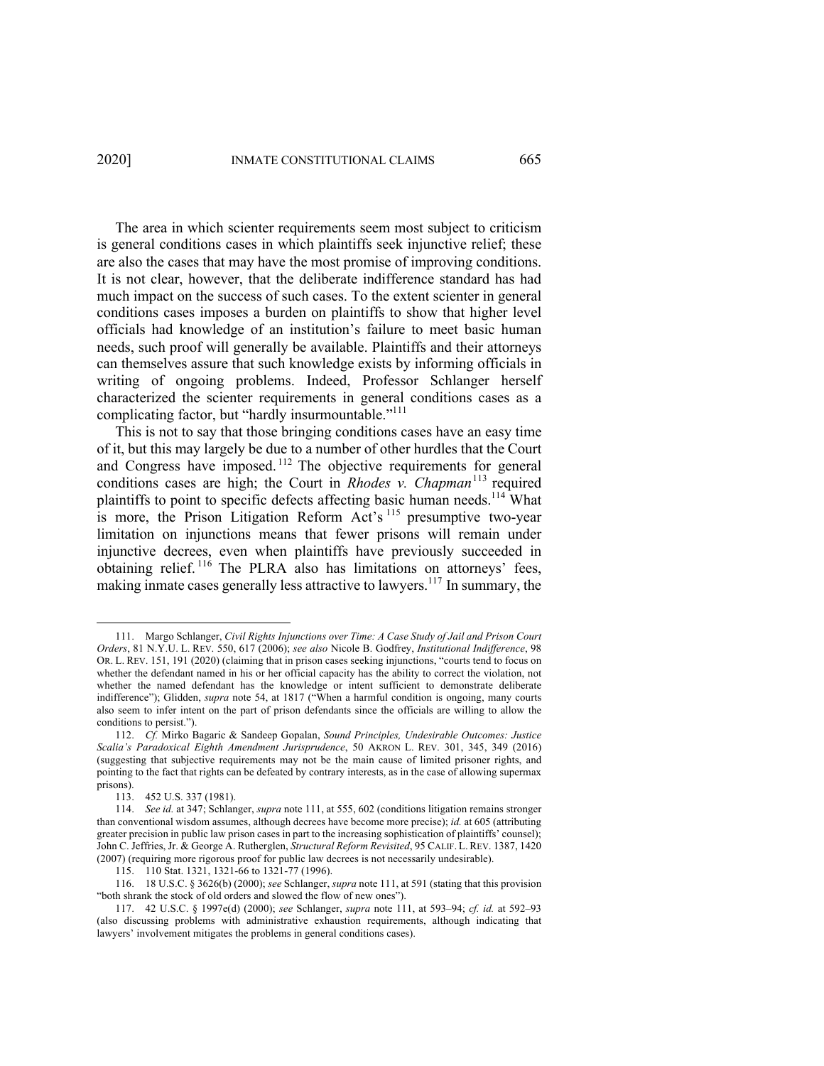The area in which scienter requirements seem most subject to criticism is general conditions cases in which plaintiffs seek injunctive relief; these are also the cases that may have the most promise of improving conditions. It is not clear, however, that the deliberate indifference standard has had much impact on the success of such cases. To the extent scienter in general conditions cases imposes a burden on plaintiffs to show that higher level officials had knowledge of an institution's failure to meet basic human needs, such proof will generally be available. Plaintiffs and their attorneys can themselves assure that such knowledge exists by informing officials in writing of ongoing problems. Indeed, Professor Schlanger herself characterized the scienter requirements in general conditions cases as a complicating factor, but "hardly insurmountable."[111]

This is not to say that those bringing conditions cases have an easy time of it, but this may largely be due to a number of other hurdles that the Court and Congress have imposed.[112] The objective requirements for general conditions cases are high; the Court in *Rhodes v. Chapman*[113] required plaintiffs to point to specific defects affecting basic human needs.[114] What is more, the Prison Litigation Reform Act's[115] presumptive two-year limitation on injunctions means that fewer prisons will remain under injunctive decrees, even when plaintiffs have previously succeeded in obtaining relief.[116] The PLRA also has limitations on attorneys' fees, making inmate cases generally less attractive to lawyers.[117] In summary, the

---

111. Margo Schlanger, *Civil Rights Injunctions over Time: A Case Study of Jail and Prison Court Orders*, 81 N.Y.U. L. REV. 550, 617 (2006); *see also* Nicole B. Godfrey, *Institutional Indifference*, 98 OR. L. REV. 151, 191 (2020) (claiming that in prison cases seeking injunctions, "courts tend to focus on whether the defendant named in his or her official capacity has the ability to correct the violation, not whether the named defendant has the knowledge or intent sufficient to demonstrate deliberate indifference"); Glidden, *supra* note 54, at 1817 ("When a harmful condition is ongoing, many courts also seem to infer intent on the part of prison defendants since the officials are willing to allow the conditions to persist.").

112. *Cf.* Mirko Bagaric & Sandeep Gopalan, *Sound Principles, Undesirable Outcomes: Justice Scalia's Paradoxical Eighth Amendment Jurisprudence*, 50 AKRON L. REV. 301, 345, 349 (2016) (suggesting that subjective requirements may not be the main cause of limited prisoner rights, and pointing to the fact that rights can be defeated by contrary interests, as in the case of allowing supermax prisons).

113. 452 U.S. 337 (1981).

114. *See id.* at 347; Schlanger, *supra* note 111, at 555, 602 (conditions litigation remains stronger than conventional wisdom assumes, although decrees have become more precise); *id.* at 605 (attributing greater precision in public law prison cases in part to the increasing sophistication of plaintiffs' counsel); John C. Jeffries, Jr. & George A. Rutherglen, *Structural Reform Revisited*, 95 CALIF. L. REV. 1387, 1420 (2007) (requiring more rigorous proof for public law decrees is not necessarily undesirable).

115. 110 Stat. 1321, 1321-66 to 1321-77 (1996).

116. 18 U.S.C. § 3626(b) (2000); *see* Schlanger, *supra* note 111, at 591 (stating that this provision "both shrank the stock of old orders and slowed the flow of new ones").

117. 42 U.S.C. § 1997e(d) (2000); *see* Schlanger, *supra* note 111, at 593–94; *cf. id.* at 592–93 (also discussing problems with administrative exhaustion requirements, although indicating that lawyers' involvement mitigates the problems in general conditions cases).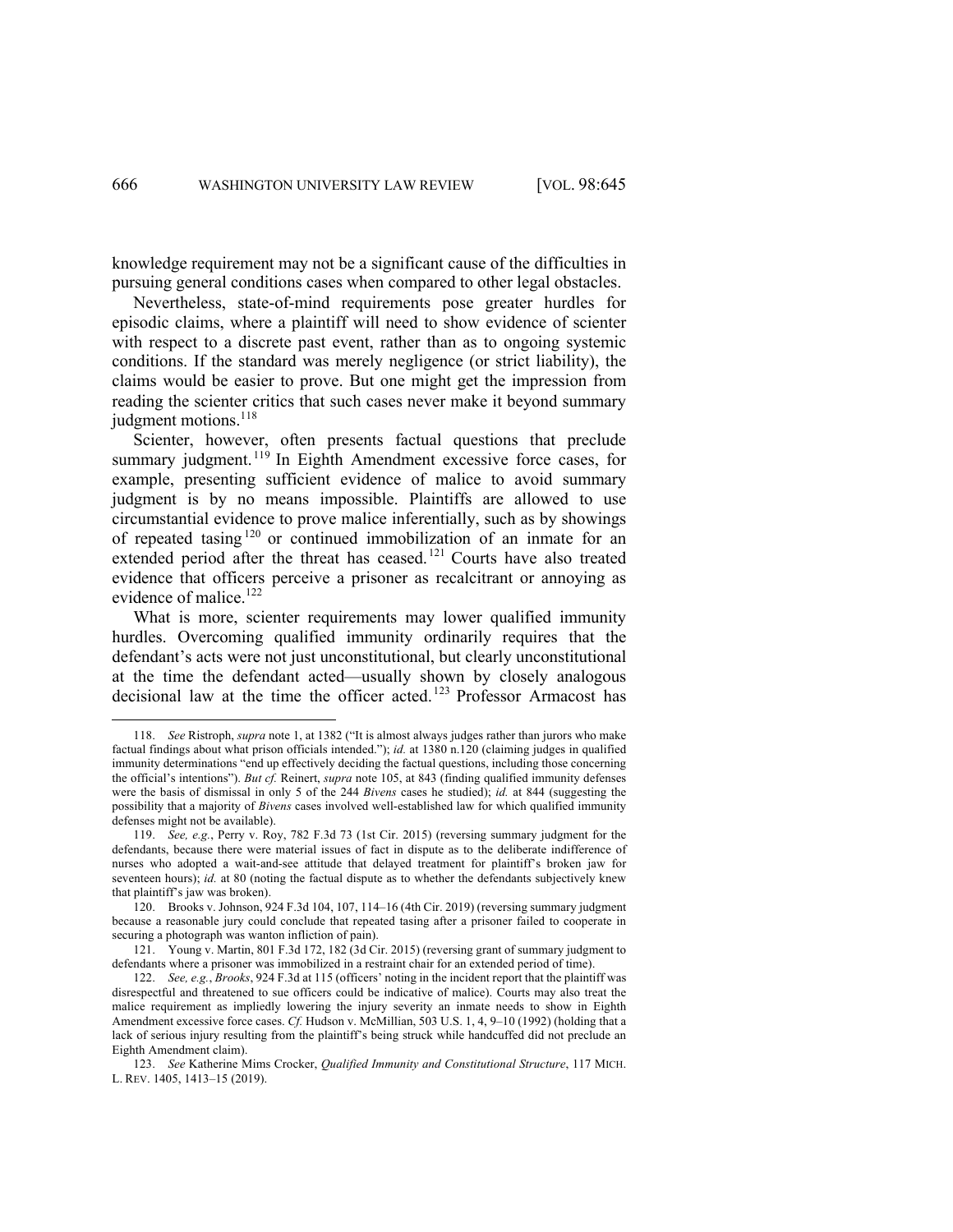knowledge requirement may not be a significant cause of the difficulties in pursuing general conditions cases when compared to other legal obstacles.

Nevertheless, state-of-mind requirements pose greater hurdles for episodic claims, where a plaintiff will need to show evidence of scienter with respect to a discrete past event, rather than as to ongoing systemic conditions. If the standard was merely negligence (or strict liability), the claims would be easier to prove. But one might get the impression from reading the scienter critics that such cases never make it beyond summary judgment motions.[118]

Scienter, however, often presents factual questions that preclude summary judgment.[119] In Eighth Amendment excessive force cases, for example, presenting sufficient evidence of malice to avoid summary judgment is by no means impossible. Plaintiffs are allowed to use circumstantial evidence to prove malice inferentially, such as by showings of repeated tasing[120] or continued immobilization of an inmate for an extended period after the threat has ceased.[121] Courts have also treated evidence that officers perceive a prisoner as recalcitrant or annoying as evidence of malice.[122]

What is more, scienter requirements may lower qualified immunity hurdles. Overcoming qualified immunity ordinarily requires that the defendant's acts were not just unconstitutional, but clearly unconstitutional at the time the defendant acted—usually shown by closely analogous decisional law at the time the officer acted.[123] Professor Armacost has

---

118. *See* Ristroph, *supra* note 1, at 1382 ("It is almost always judges rather than jurors who make factual findings about what prison officials intended."); *id.* at 1380 n.120 (claiming judges in qualified immunity determinations "end up effectively deciding the factual questions, including those concerning the official's intentions"). *But cf.* Reinert, *supra* note 105, at 843 (finding qualified immunity defenses were the basis of dismissal in only 5 of the 244 *Bivens* cases he studied); *id.* at 844 (suggesting the possibility that a majority of *Bivens* cases involved well-established law for which qualified immunity defenses might not be available).

119. *See, e.g.*, Perry v. Roy, 782 F.3d 73 (1st Cir. 2015) (reversing summary judgment for the defendants, because there were material issues of fact in dispute as to the deliberate indifference of nurses who adopted a wait-and-see attitude that delayed treatment for plaintiff's broken jaw for seventeen hours); *id.* at 80 (noting the factual dispute as to whether the defendants subjectively knew that plaintiff's jaw was broken).

120. Brooks v. Johnson, 924 F.3d 104, 107, 114–16 (4th Cir. 2019) (reversing summary judgment because a reasonable jury could conclude that repeated tasing after a prisoner failed to cooperate in securing a photograph was wanton infliction of pain).

121. Young v. Martin, 801 F.3d 172, 182 (3d Cir. 2015) (reversing grant of summary judgment to defendants where a prisoner was immobilized in a restraint chair for an extended period of time).

122. *See, e.g.*, *Brooks*, 924 F.3d at 115 (officers' noting in the incident report that the plaintiff was disrespectful and threatened to sue officers could be indicative of malice). Courts may also treat the malice requirement as impliedly lowering the injury severity an inmate needs to show in Eighth Amendment excessive force cases. *Cf.* Hudson v. McMillian, 503 U.S. 1, 4, 9–10 (1992) (holding that a lack of serious injury resulting from the plaintiff's being struck while handcuffed did not preclude an Eighth Amendment claim).

123. *See* Katherine Mims Crocker, *Qualified Immunity and Constitutional Structure*, 117 MICH. L. REV. 1405, 1413–15 (2019).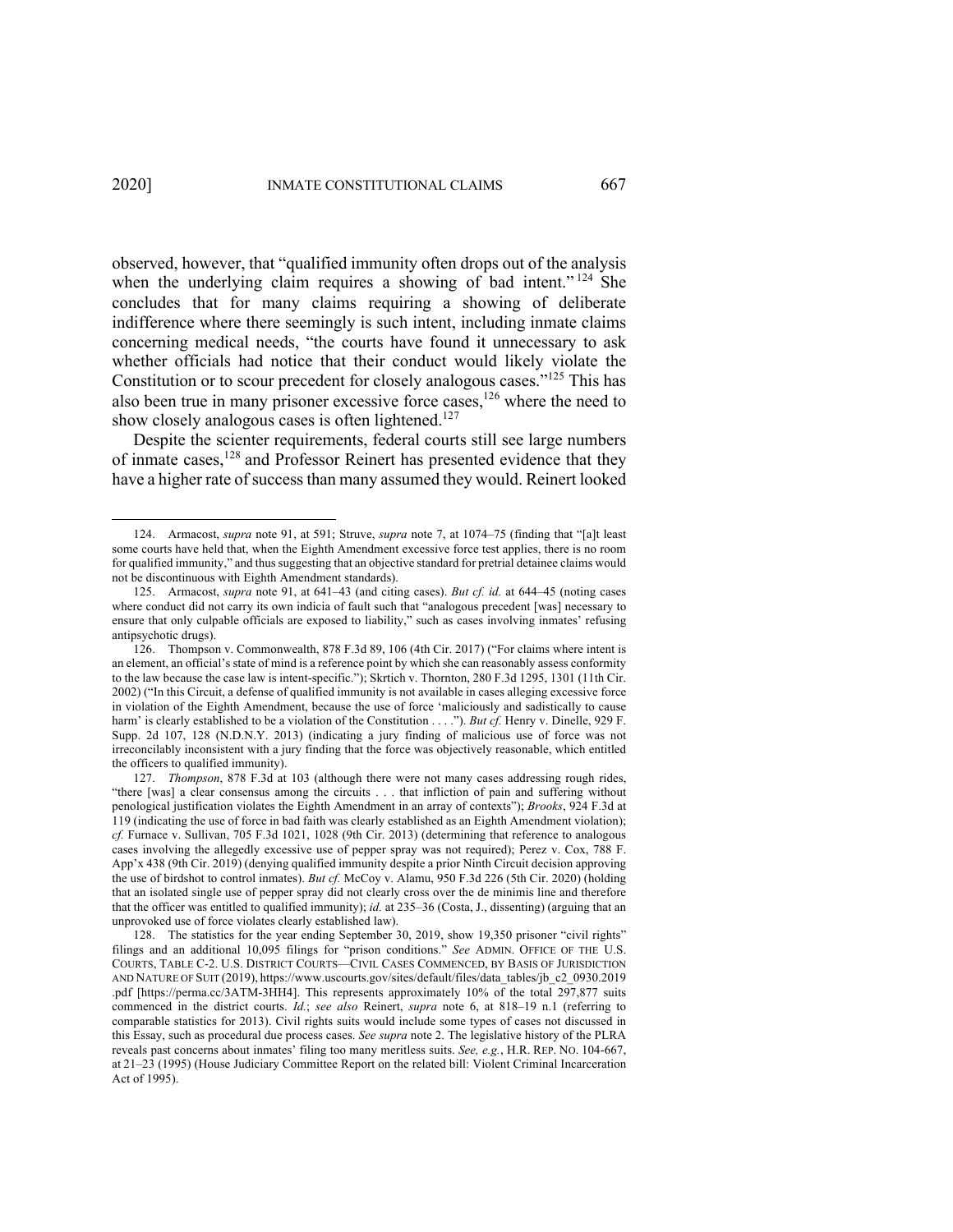observed, however, that "qualified immunity often drops out of the analysis when the underlying claim requires a showing of bad intent."[124] She concludes that for many claims requiring a showing of deliberate indifference where there seemingly is such intent, including inmate claims concerning medical needs, "the courts have found it unnecessary to ask whether officials had notice that their conduct would likely violate the Constitution or to scour precedent for closely analogous cases."[125] This has also been true in many prisoner excessive force cases,[126] where the need to show closely analogous cases is often lightened.[127]

Despite the scienter requirements, federal courts still see large numbers of inmate cases,[128] and Professor Reinert has presented evidence that they have a higher rate of success than many assumed they would. Reinert looked

---

124. Armacost, *supra* note 91, at 591; Struve, *supra* note 7, at 1074–75 (finding that "[a]t least some courts have held that, when the Eighth Amendment excessive force test applies, there is no room for qualified immunity," and thus suggesting that an objective standard for pretrial detainee claims would not be discontinuous with Eighth Amendment standards).

125. Armacost, *supra* note 91, at 641–43 (and citing cases). *But cf. id.* at 644–45 (noting cases where conduct did not carry its own indicia of fault such that "analogous precedent [was] necessary to ensure that only culpable officials are exposed to liability," such as cases involving inmates' refusing antipsychotic drugs).

126. Thompson v. Commonwealth, 878 F.3d 89, 106 (4th Cir. 2017) ("For claims where intent is an element, an official's state of mind is a reference point by which she can reasonably assess conformity to the law because the case law is intent-specific."); Skrtich v. Thornton, 280 F.3d 1295, 1301 (11th Cir. 2002) ("In this Circuit, a defense of qualified immunity is not available in cases alleging excessive force in violation of the Eighth Amendment, because the use of force 'maliciously and sadistically to cause harm' is clearly established to be a violation of the Constitution . . . ."). *But cf.* Henry v. Dinelle, 929 F. Supp. 2d 107, 128 (N.D.N.Y. 2013) (indicating a jury finding of malicious use of force was not irreconcilably inconsistent with a jury finding that the force was objectively reasonable, which entitled the officers to qualified immunity).

127. *Thompson*, 878 F.3d at 103 (although there were not many cases addressing rough rides, "there [was] a clear consensus among the circuits . . . that infliction of pain and suffering without penological justification violates the Eighth Amendment in an array of contexts"); *Brooks*, 924 F.3d at 119 (indicating the use of force in bad faith was clearly established as an Eighth Amendment violation); *cf.* Furnace v. Sullivan, 705 F.3d 1021, 1028 (9th Cir. 2013) (determining that reference to analogous cases involving the allegedly excessive use of pepper spray was not required); Perez v. Cox, 788 F. App'x 438 (9th Cir. 2019) (denying qualified immunity despite a prior Ninth Circuit decision approving the use of birdshot to control inmates). *But cf.* McCoy v. Alamu, 950 F.3d 226 (5th Cir. 2020) (holding that an isolated single use of pepper spray did not clearly cross over the de minimis line and therefore that the officer was entitled to qualified immunity); *id.* at 235–36 (Costa, J., dissenting) (arguing that an unprovoked use of force violates clearly established law).

128. The statistics for the year ending September 30, 2019, show 19,350 prisoner "civil rights" filings and an additional 10,095 filings for "prison conditions." *See* ADMIN. OFFICE OF THE U.S. COURTS, TABLE C-2. U.S. DISTRICT COURTS—CIVIL CASES COMMENCED, BY BASIS OF JURISDICTION AND NATURE OF SUIT (2019), https://www.uscourts.gov/sites/default/files/data_tables/jb_c2_0930.2019.pdf [https://perma.cc/3ATM-3HH4]. This represents approximately 10% of the total 297,877 suits commenced in the district courts. *Id.*; *see also* Reinert, *supra* note 6, at 818–19 n.1 (referring to comparable statistics for 2013). Civil rights suits would include some types of cases not discussed in this Essay, such as procedural due process cases. *See supra* note 2. The legislative history of the PLRA reveals past concerns about inmates' filing too many meritless suits. *See, e.g.*, H.R. REP. NO. 104-667, at 21–23 (1995) (House Judiciary Committee Report on the related bill: Violent Criminal Incarceration Act of 1995).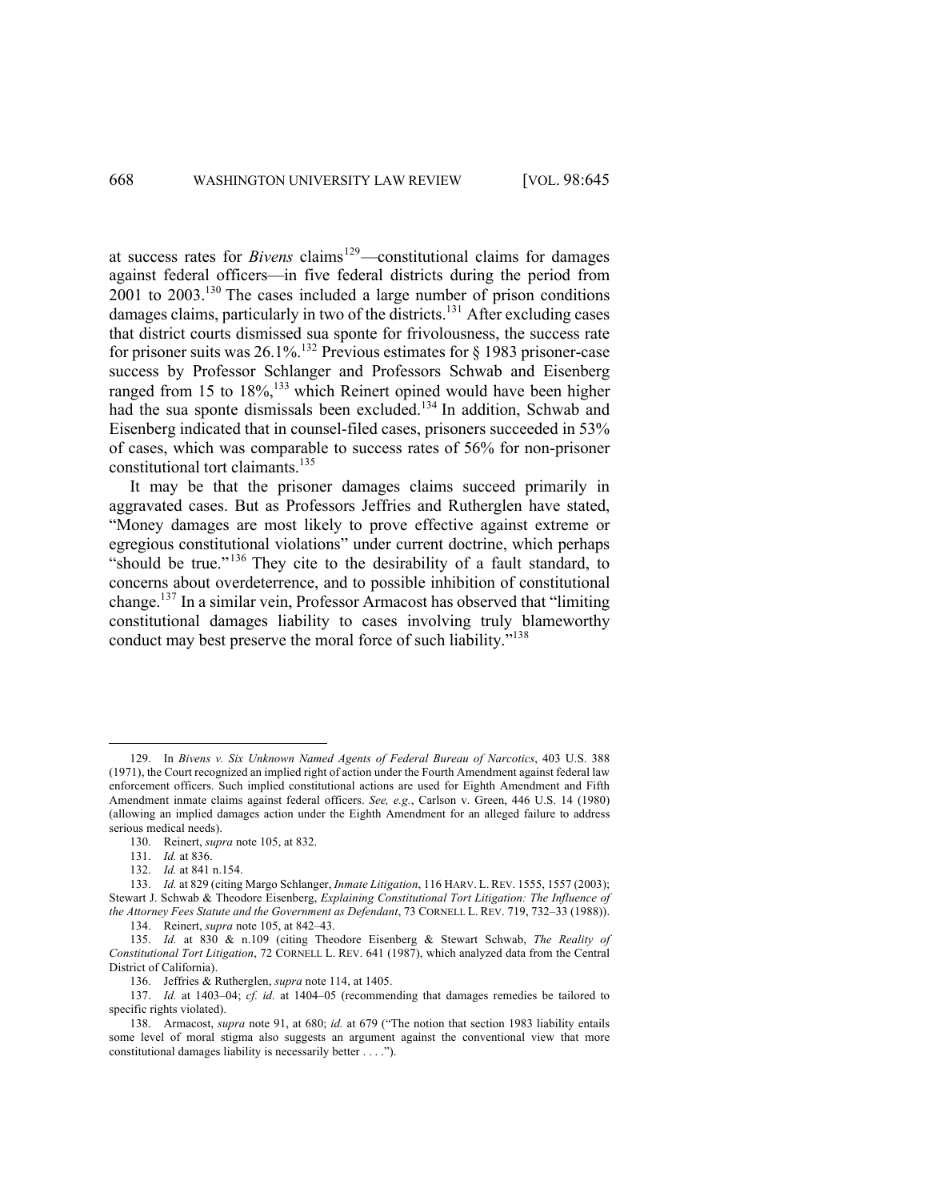at success rates for *Bivens* claims[129]—constitutional claims for damages against federal officers—in five federal districts during the period from 2001 to 2003.[130] The cases included a large number of prison conditions damages claims, particularly in two of the districts.[131] After excluding cases that district courts dismissed sua sponte for frivolousness, the success rate for prisoner suits was 26.1%.[132] Previous estimates for § 1983 prisoner-case success by Professor Schlanger and Professors Schwab and Eisenberg ranged from 15 to 18%,[133] which Reinert opined would have been higher had the sua sponte dismissals been excluded.[134] In addition, Schwab and Eisenberg indicated that in counsel-filed cases, prisoners succeeded in 53% of cases, which was comparable to success rates of 56% for non-prisoner constitutional tort claimants.[135]

It may be that the prisoner damages claims succeed primarily in aggravated cases. But as Professors Jeffries and Rutherglen have stated, "Money damages are most likely to prove effective against extreme or egregious constitutional violations" under current doctrine, which perhaps "should be true."[136] They cite to the desirability of a fault standard, to concerns about overdeterrence, and to possible inhibition of constitutional change.[137] In a similar vein, Professor Armacost has observed that "limiting constitutional damages liability to cases involving truly blameworthy conduct may best preserve the moral force of such liability."[138]

---

129. In *Bivens v. Six Unknown Named Agents of Federal Bureau of Narcotics*, 403 U.S. 388 (1971), the Court recognized an implied right of action under the Fourth Amendment against federal law enforcement officers. Such implied constitutional actions are used for Eighth Amendment and Fifth Amendment inmate claims against federal officers. *See, e.g.*, Carlson v. Green, 446 U.S. 14 (1980) (allowing an implied damages action under the Eighth Amendment for an alleged failure to address serious medical needs).

130. Reinert, *supra* note 105, at 832.

131. *Id.* at 836.

132. *Id.* at 841 n.154.

133. *Id.* at 829 (citing Margo Schlanger, *Inmate Litigation*, 116 HARV. L. REV. 1555, 1557 (2003); Stewart J. Schwab & Theodore Eisenberg, *Explaining Constitutional Tort Litigation: The Influence of the Attorney Fees Statute and the Government as Defendant*, 73 CORNELL L. REV. 719, 732–33 (1988)).

134. Reinert, *supra* note 105, at 842–43.

135. *Id.* at 830 & n.109 (citing Theodore Eisenberg & Stewart Schwab, *The Reality of Constitutional Tort Litigation*, 72 CORNELL L. REV. 641 (1987), which analyzed data from the Central District of California).

136. Jeffries & Rutherglen, *supra* note 114, at 1405.

137. *Id.* at 1403–04; *cf. id.* at 1404–05 (recommending that damages remedies be tailored to specific rights violated).

138. Armacost, *supra* note 91, at 680; *id.* at 679 ("The notion that section 1983 liability entails some level of moral stigma also suggests an argument against the conventional view that more constitutional damages liability is necessarily better . . . .").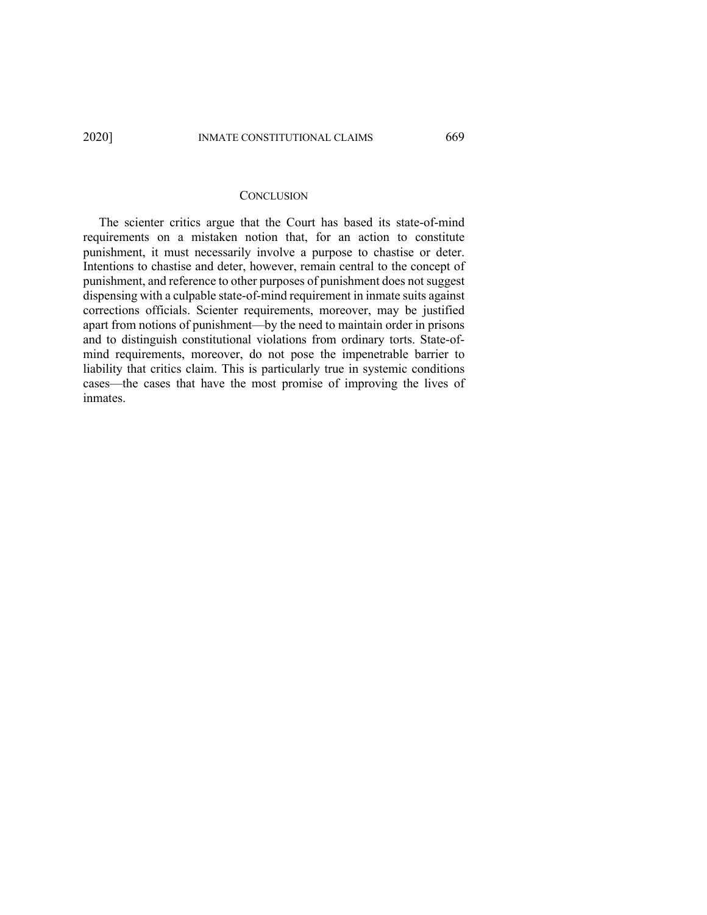## CONCLUSION

The scienter critics argue that the Court has based its state-of-mind requirements on a mistaken notion that, for an action to constitute punishment, it must necessarily involve a purpose to chastise or deter. Intentions to chastise and deter, however, remain central to the concept of punishment, and reference to other purposes of punishment does not suggest dispensing with a culpable state-of-mind requirement in inmate suits against corrections officials. Scienter requirements, moreover, may be justified apart from notions of punishment—by the need to maintain order in prisons and to distinguish constitutional violations from ordinary torts. State-of-mind requirements, moreover, do not pose the impenetrable barrier to liability that critics claim. This is particularly true in systemic conditions cases—the cases that have the most promise of improving the lives of inmates.